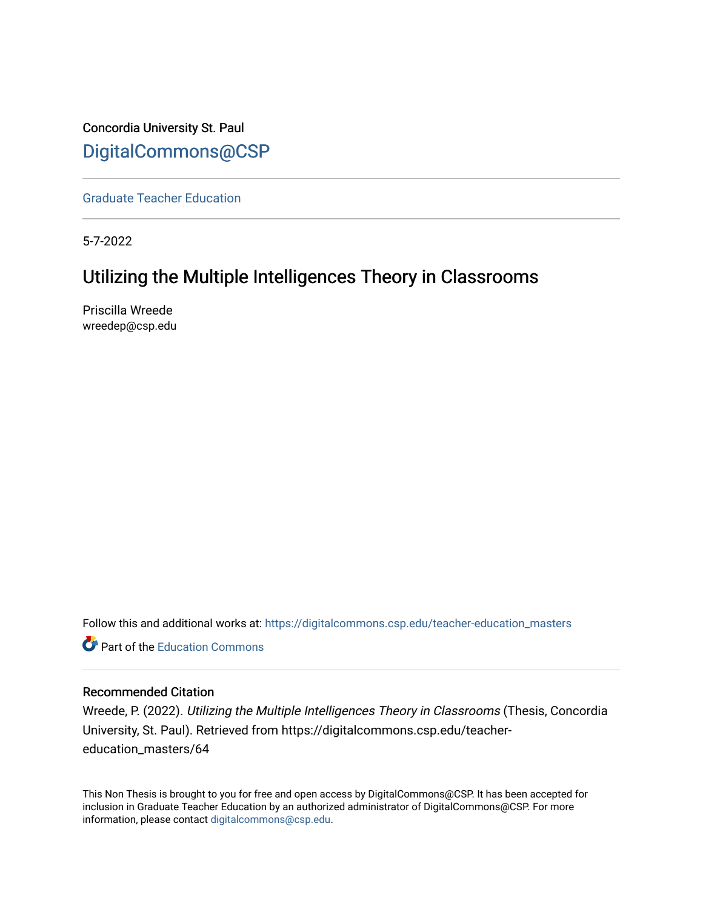Concordia University St. Paul

DigitalCommons@CSP

---

Graduate Teacher Education

---

5-7-2022

# Utilizing the Multiple Intelligences Theory in Classrooms

Priscilla Wreede
wreedep@csp.edu

Follow this and additional works at: https://digitalcommons.csp.edu/teacher-education_masters

Part of the Education Commons

---

## Recommended Citation

Wreede, P. (2022). *Utilizing the Multiple Intelligences Theory in Classrooms* (Thesis, Concordia University, St. Paul). Retrieved from https://digitalcommons.csp.edu/teacher-education_masters/64

This Non Thesis is brought to you for free and open access by DigitalCommons@CSP. It has been accepted for inclusion in Graduate Teacher Education by an authorized administrator of DigitalCommons@CSP. For more information, please contact digitalcommons@csp.edu.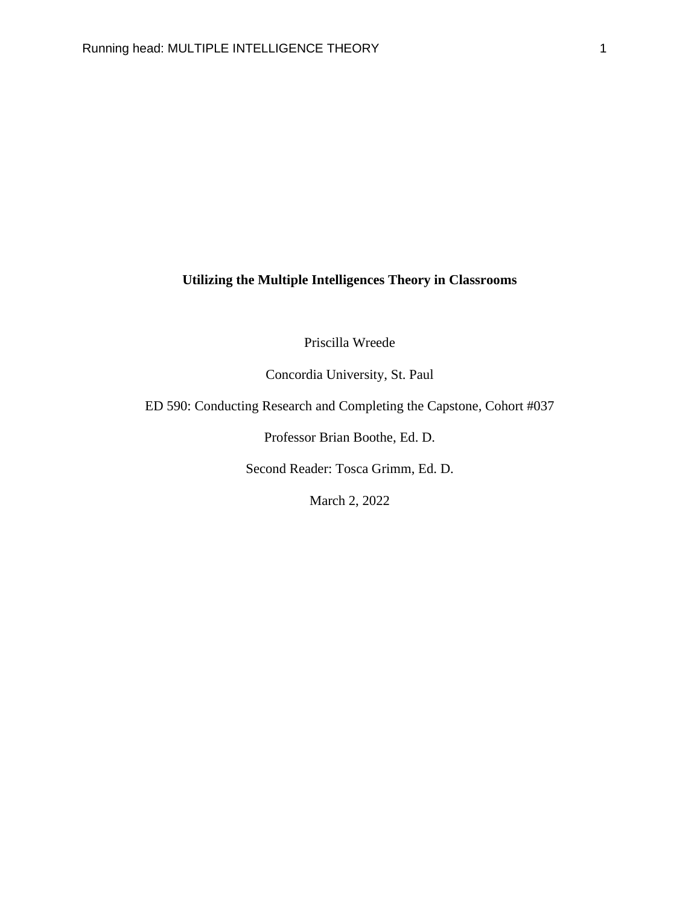**Utilizing the Multiple Intelligences Theory in Classrooms**

Priscilla Wreede

Concordia University, St. Paul

ED 590: Conducting Research and Completing the Capstone, Cohort #037

Professor Brian Boothe, Ed. D.

Second Reader: Tosca Grimm, Ed. D.

March 2, 2022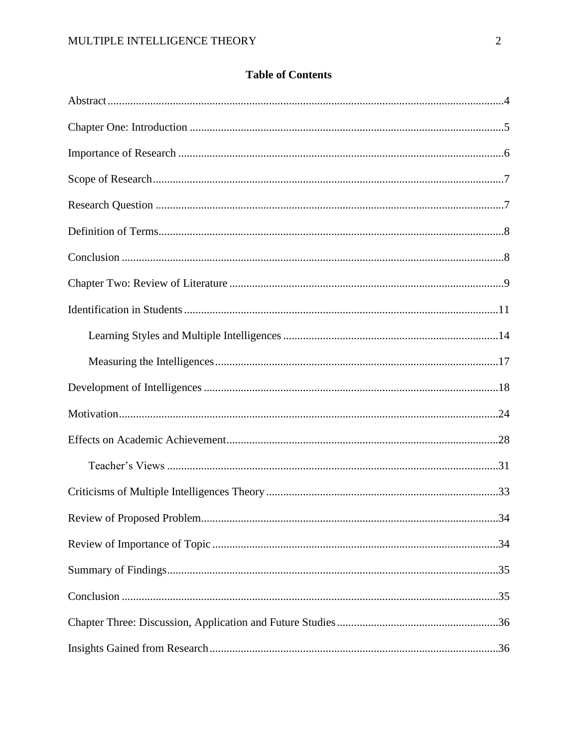# Table of Contents

Abstract....................................................................................................................................4

Chapter One: Introduction ..........................................................................................................5

Importance of Research ..............................................................................................................6

Scope of Research.......................................................................................................................7

Research Question ......................................................................................................................7

Definition of Terms.....................................................................................................................8

Conclusion ..................................................................................................................................8

Chapter Two: Review of Literature .............................................................................................9

Identification in Students ..........................................................................................................11

- Learning Styles and Multiple Intelligences ........................................................................14
- Measuring the Intelligences ................................................................................................17

Development of Intelligences ...................................................................................................18

Motivation.................................................................................................................................24

Effects on Academic Achievement...........................................................................................28

- Teacher's Views .................................................................................................................31

Criticisms of Multiple Intelligences Theory ..............................................................................33

Review of Proposed Problem.....................................................................................................34

Review of Importance of Topic .................................................................................................34

Summary of Findings.................................................................................................................35

Conclusion .................................................................................................................................35

Chapter Three: Discussion, Application and Future Studies .....................................................36

Insights Gained from Research..................................................................................................36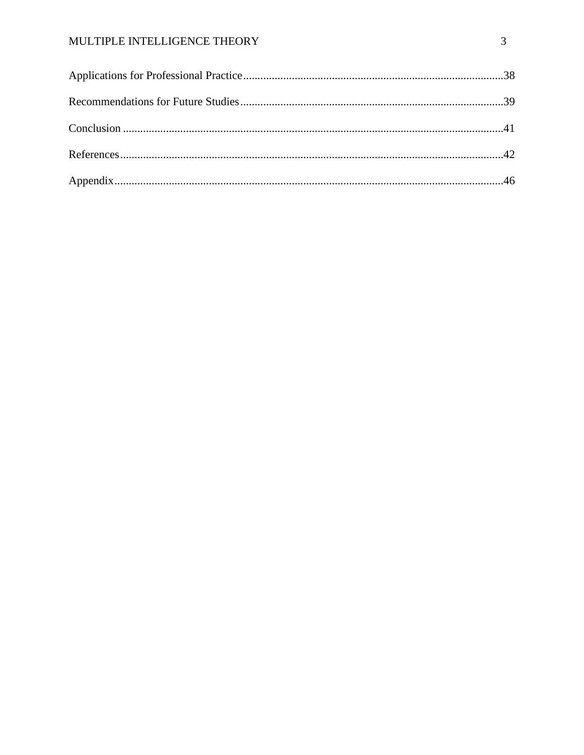Applications for Professional Practice....................................................................................38

Recommendations for Future Studies.....................................................................................39

Conclusion ...............................................................................................................................41

References................................................................................................................................42

Appendix..................................................................................................................................46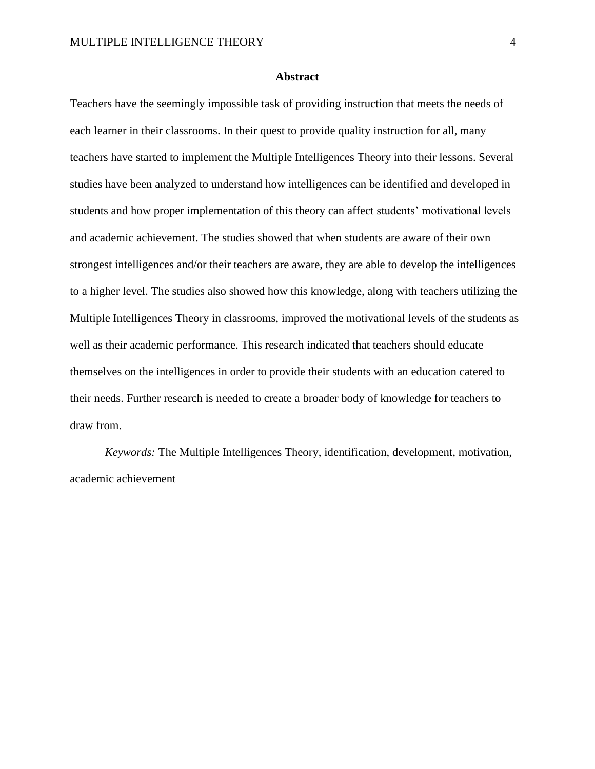# Abstract

Teachers have the seemingly impossible task of providing instruction that meets the needs of each learner in their classrooms. In their quest to provide quality instruction for all, many teachers have started to implement the Multiple Intelligences Theory into their lessons. Several studies have been analyzed to understand how intelligences can be identified and developed in students and how proper implementation of this theory can affect students' motivational levels and academic achievement. The studies showed that when students are aware of their own strongest intelligences and/or their teachers are aware, they are able to develop the intelligences to a higher level. The studies also showed how this knowledge, along with teachers utilizing the Multiple Intelligences Theory in classrooms, improved the motivational levels of the students as well as their academic performance. This research indicated that teachers should educate themselves on the intelligences in order to provide their students with an education catered to their needs. Further research is needed to create a broader body of knowledge for teachers to draw from.

*Keywords:* The Multiple Intelligences Theory, identification, development, motivation, academic achievement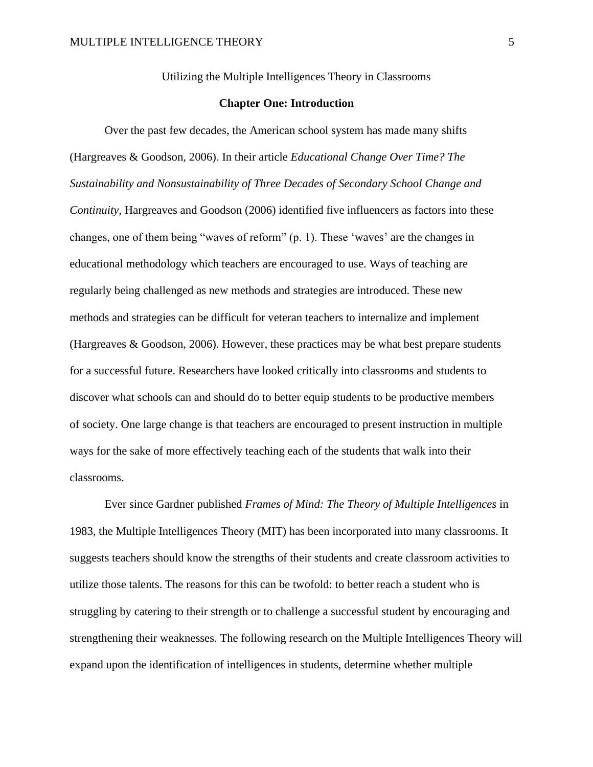Utilizing the Multiple Intelligences Theory in Classrooms

## Chapter One: Introduction

Over the past few decades, the American school system has made many shifts (Hargreaves & Goodson, 2006). In their article *Educational Change Over Time? The Sustainability and Nonsustainability of Three Decades of Secondary School Change and Continuity,* Hargreaves and Goodson (2006) identified five influencers as factors into these changes, one of them being "waves of reform" (p. 1). These 'waves' are the changes in educational methodology which teachers are encouraged to use. Ways of teaching are regularly being challenged as new methods and strategies are introduced. These new methods and strategies can be difficult for veteran teachers to internalize and implement (Hargreaves & Goodson, 2006). However, these practices may be what best prepare students for a successful future. Researchers have looked critically into classrooms and students to discover what schools can and should do to better equip students to be productive members of society. One large change is that teachers are encouraged to present instruction in multiple ways for the sake of more effectively teaching each of the students that walk into their classrooms.

Ever since Gardner published *Frames of Mind: The Theory of Multiple Intelligences* in 1983, the Multiple Intelligences Theory (MIT) has been incorporated into many classrooms. It suggests teachers should know the strengths of their students and create classroom activities to utilize those talents. The reasons for this can be twofold: to better reach a student who is struggling by catering to their strength or to challenge a successful student by encouraging and strengthening their weaknesses. The following research on the Multiple Intelligences Theory will expand upon the identification of intelligences in students, determine whether multiple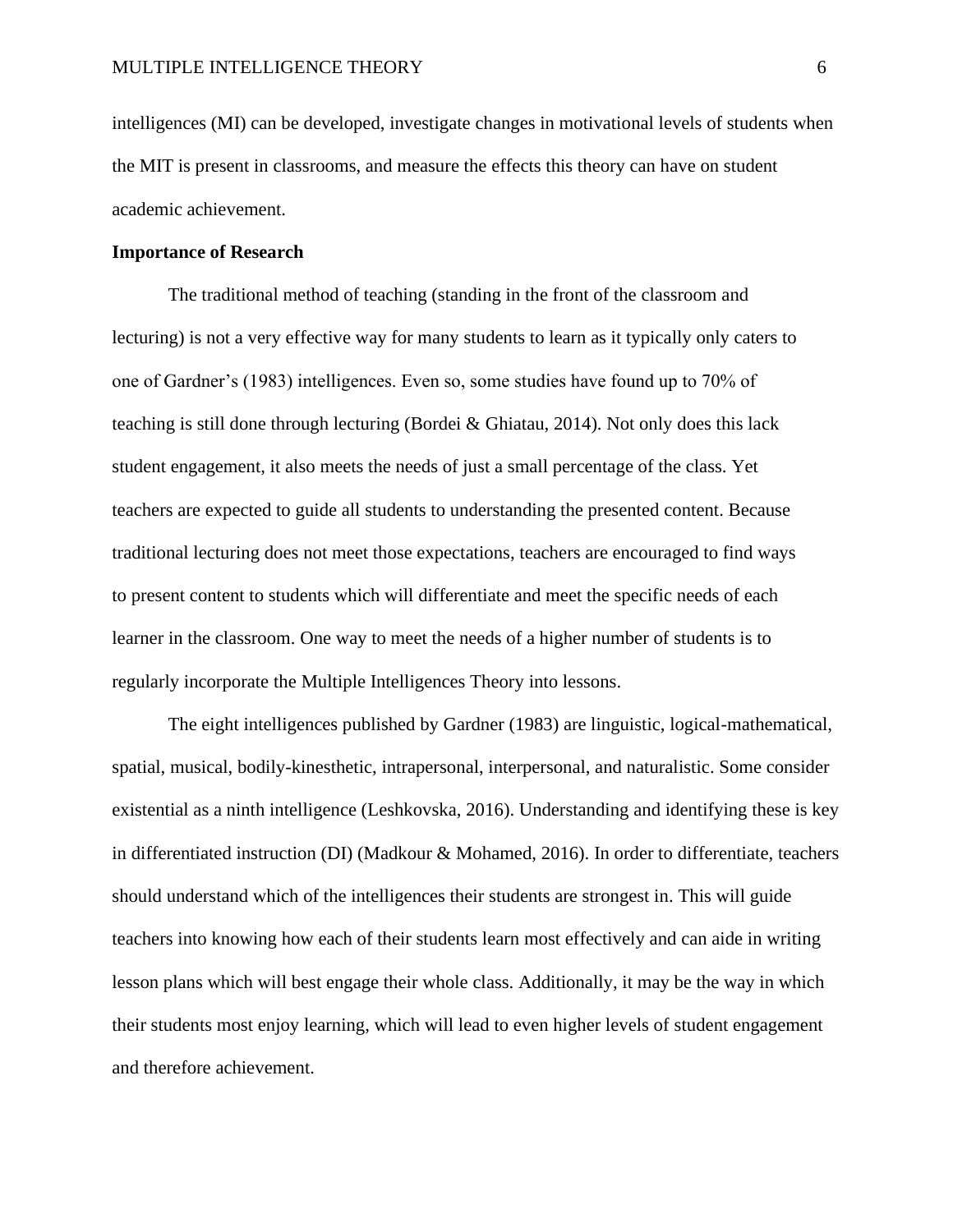intelligences (MI) can be developed, investigate changes in motivational levels of students when the MIT is present in classrooms, and measure the effects this theory can have on student academic achievement.

**Importance of Research**

The traditional method of teaching (standing in the front of the classroom and lecturing) is not a very effective way for many students to learn as it typically only caters to one of Gardner's (1983) intelligences. Even so, some studies have found up to 70% of teaching is still done through lecturing (Bordei & Ghiatau, 2014). Not only does this lack student engagement, it also meets the needs of just a small percentage of the class. Yet teachers are expected to guide all students to understanding the presented content. Because traditional lecturing does not meet those expectations, teachers are encouraged to find ways to present content to students which will differentiate and meet the specific needs of each learner in the classroom. One way to meet the needs of a higher number of students is to regularly incorporate the Multiple Intelligences Theory into lessons.

The eight intelligences published by Gardner (1983) are linguistic, logical-mathematical, spatial, musical, bodily-kinesthetic, intrapersonal, interpersonal, and naturalistic. Some consider existential as a ninth intelligence (Leshkovska, 2016). Understanding and identifying these is key in differentiated instruction (DI) (Madkour & Mohamed, 2016). In order to differentiate, teachers should understand which of the intelligences their students are strongest in. This will guide teachers into knowing how each of their students learn most effectively and can aide in writing lesson plans which will best engage their whole class. Additionally, it may be the way in which their students most enjoy learning, which will lead to even higher levels of student engagement and therefore achievement.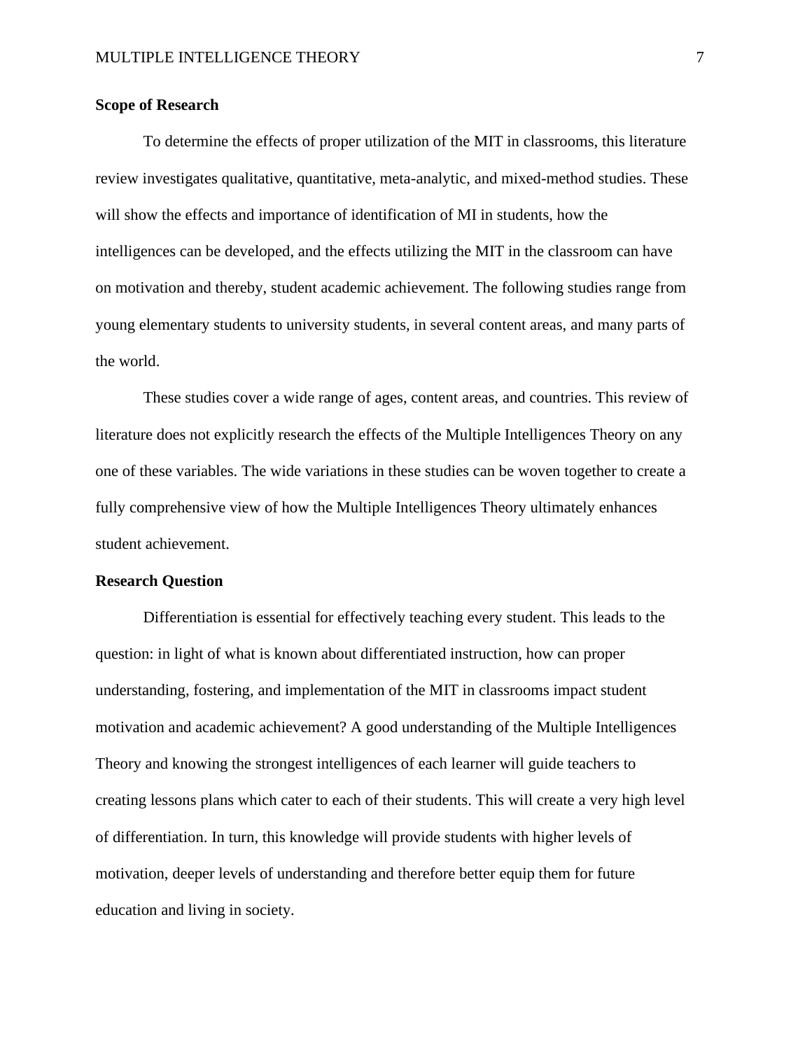## Scope of Research

To determine the effects of proper utilization of the MIT in classrooms, this literature review investigates qualitative, quantitative, meta-analytic, and mixed-method studies. These will show the effects and importance of identification of MI in students, how the intelligences can be developed, and the effects utilizing the MIT in the classroom can have on motivation and thereby, student academic achievement. The following studies range from young elementary students to university students, in several content areas, and many parts of the world.

These studies cover a wide range of ages, content areas, and countries. This review of literature does not explicitly research the effects of the Multiple Intelligences Theory on any one of these variables. The wide variations in these studies can be woven together to create a fully comprehensive view of how the Multiple Intelligences Theory ultimately enhances student achievement.

## Research Question

Differentiation is essential for effectively teaching every student. This leads to the question: in light of what is known about differentiated instruction, how can proper understanding, fostering, and implementation of the MIT in classrooms impact student motivation and academic achievement? A good understanding of the Multiple Intelligences Theory and knowing the strongest intelligences of each learner will guide teachers to creating lessons plans which cater to each of their students. This will create a very high level of differentiation. In turn, this knowledge will provide students with higher levels of motivation, deeper levels of understanding and therefore better equip them for future education and living in society.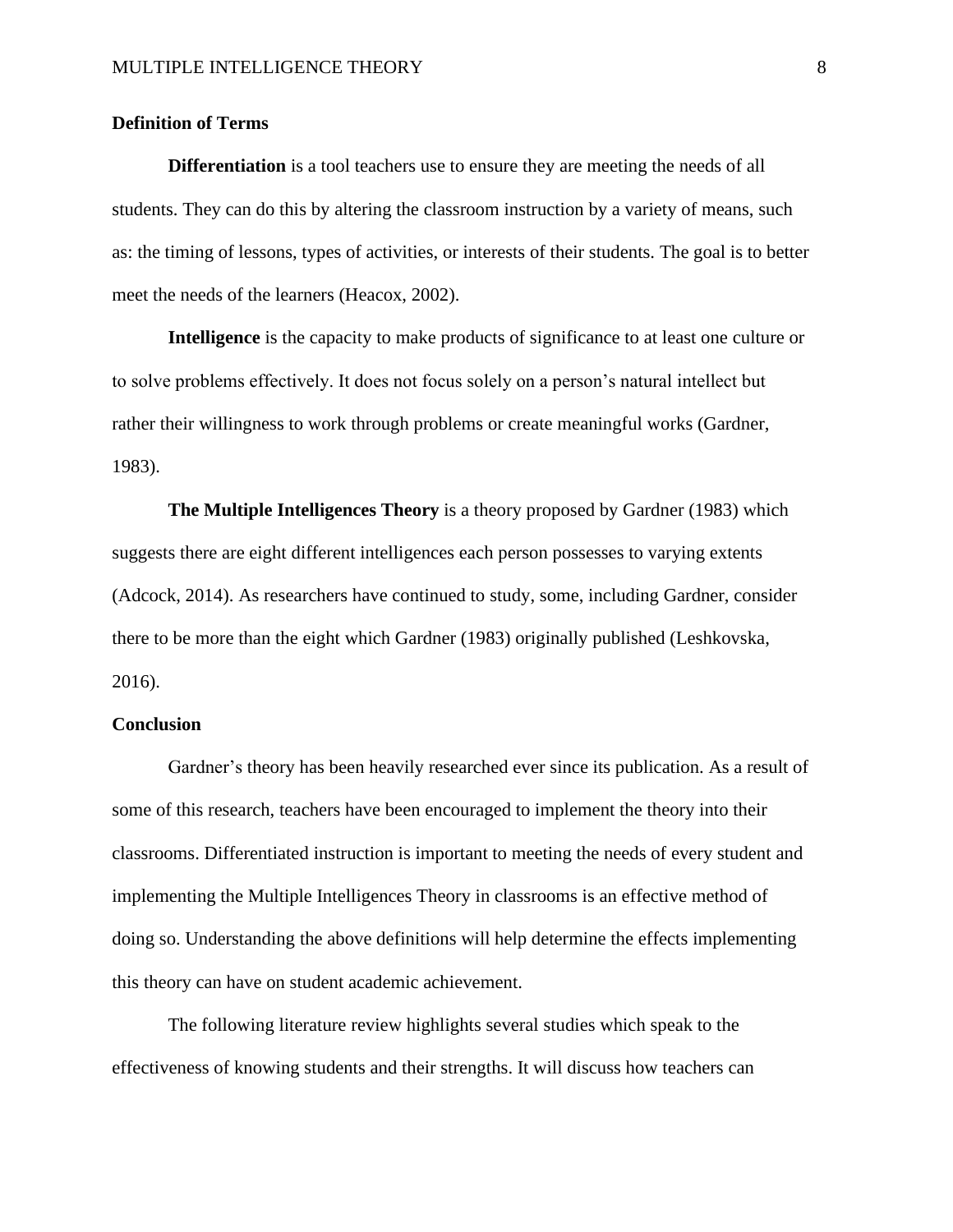## Definition of Terms

**Differentiation** is a tool teachers use to ensure they are meeting the needs of all students. They can do this by altering the classroom instruction by a variety of means, such as: the timing of lessons, types of activities, or interests of their students. The goal is to better meet the needs of the learners (Heacox, 2002).

**Intelligence** is the capacity to make products of significance to at least one culture or to solve problems effectively. It does not focus solely on a person's natural intellect but rather their willingness to work through problems or create meaningful works (Gardner, 1983).

**The Multiple Intelligences Theory** is a theory proposed by Gardner (1983) which suggests there are eight different intelligences each person possesses to varying extents (Adcock, 2014). As researchers have continued to study, some, including Gardner, consider there to be more than the eight which Gardner (1983) originally published (Leshkovska, 2016).

## Conclusion

Gardner's theory has been heavily researched ever since its publication. As a result of some of this research, teachers have been encouraged to implement the theory into their classrooms. Differentiated instruction is important to meeting the needs of every student and implementing the Multiple Intelligences Theory in classrooms is an effective method of doing so. Understanding the above definitions will help determine the effects implementing this theory can have on student academic achievement.

The following literature review highlights several studies which speak to the effectiveness of knowing students and their strengths. It will discuss how teachers can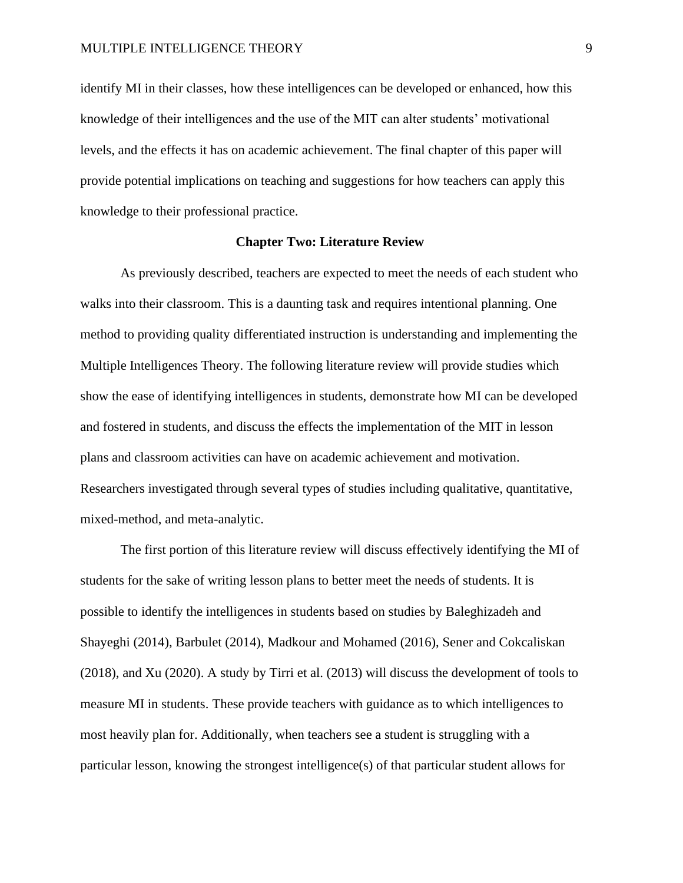identify MI in their classes, how these intelligences can be developed or enhanced, how this knowledge of their intelligences and the use of the MIT can alter students' motivational levels, and the effects it has on academic achievement. The final chapter of this paper will provide potential implications on teaching and suggestions for how teachers can apply this knowledge to their professional practice.

## Chapter Two: Literature Review

As previously described, teachers are expected to meet the needs of each student who walks into their classroom. This is a daunting task and requires intentional planning. One method to providing quality differentiated instruction is understanding and implementing the Multiple Intelligences Theory. The following literature review will provide studies which show the ease of identifying intelligences in students, demonstrate how MI can be developed and fostered in students, and discuss the effects the implementation of the MIT in lesson plans and classroom activities can have on academic achievement and motivation. Researchers investigated through several types of studies including qualitative, quantitative, mixed-method, and meta-analytic.

The first portion of this literature review will discuss effectively identifying the MI of students for the sake of writing lesson plans to better meet the needs of students. It is possible to identify the intelligences in students based on studies by Baleghizadeh and Shayeghi (2014), Barbulet (2014), Madkour and Mohamed (2016), Sener and Cokcaliskan (2018), and Xu (2020). A study by Tirri et al. (2013) will discuss the development of tools to measure MI in students. These provide teachers with guidance as to which intelligences to most heavily plan for. Additionally, when teachers see a student is struggling with a particular lesson, knowing the strongest intelligence(s) of that particular student allows for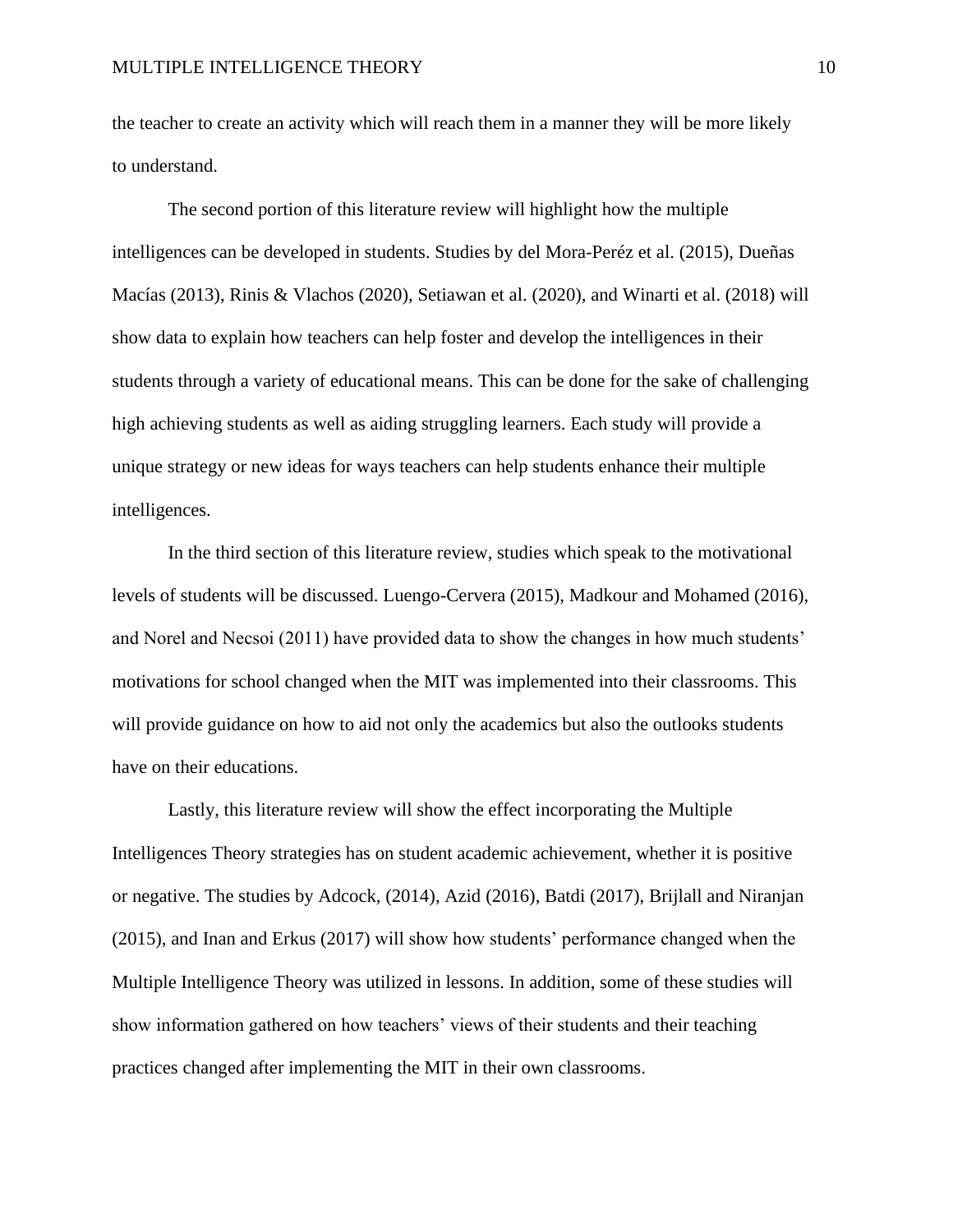the teacher to create an activity which will reach them in a manner they will be more likely to understand.

The second portion of this literature review will highlight how the multiple intelligences can be developed in students. Studies by del Mora-Peréz et al. (2015), Dueñas Macías (2013), Rinis & Vlachos (2020), Setiawan et al. (2020), and Winarti et al. (2018) will show data to explain how teachers can help foster and develop the intelligences in their students through a variety of educational means. This can be done for the sake of challenging high achieving students as well as aiding struggling learners. Each study will provide a unique strategy or new ideas for ways teachers can help students enhance their multiple intelligences.

In the third section of this literature review, studies which speak to the motivational levels of students will be discussed. Luengo-Cervera (2015), Madkour and Mohamed (2016), and Norel and Necsoi (2011) have provided data to show the changes in how much students' motivations for school changed when the MIT was implemented into their classrooms. This will provide guidance on how to aid not only the academics but also the outlooks students have on their educations.

Lastly, this literature review will show the effect incorporating the Multiple Intelligences Theory strategies has on student academic achievement, whether it is positive or negative. The studies by Adcock, (2014), Azid (2016), Batdi (2017), Brijlall and Niranjan (2015), and Inan and Erkus (2017) will show how students' performance changed when the Multiple Intelligence Theory was utilized in lessons. In addition, some of these studies will show information gathered on how teachers' views of their students and their teaching practices changed after implementing the MIT in their own classrooms.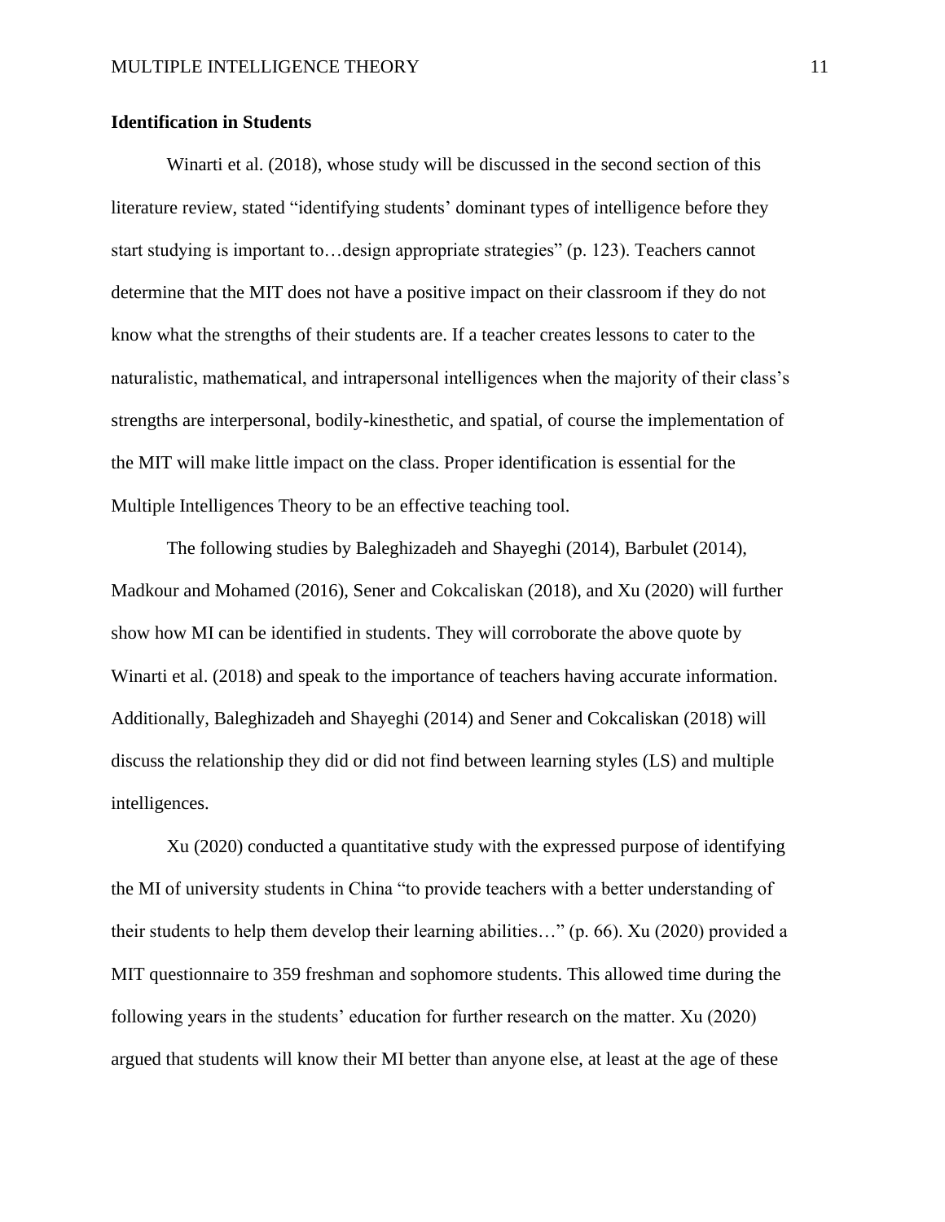**Identification in Students**

Winarti et al. (2018), whose study will be discussed in the second section of this literature review, stated "identifying students' dominant types of intelligence before they start studying is important to…design appropriate strategies" (p. 123). Teachers cannot determine that the MIT does not have a positive impact on their classroom if they do not know what the strengths of their students are. If a teacher creates lessons to cater to the naturalistic, mathematical, and intrapersonal intelligences when the majority of their class's strengths are interpersonal, bodily-kinesthetic, and spatial, of course the implementation of the MIT will make little impact on the class. Proper identification is essential for the Multiple Intelligences Theory to be an effective teaching tool.

The following studies by Baleghizadeh and Shayeghi (2014), Barbulet (2014), Madkour and Mohamed (2016), Sener and Cokcaliskan (2018), and Xu (2020) will further show how MI can be identified in students. They will corroborate the above quote by Winarti et al. (2018) and speak to the importance of teachers having accurate information. Additionally, Baleghizadeh and Shayeghi (2014) and Sener and Cokcaliskan (2018) will discuss the relationship they did or did not find between learning styles (LS) and multiple intelligences.

Xu (2020) conducted a quantitative study with the expressed purpose of identifying the MI of university students in China "to provide teachers with a better understanding of their students to help them develop their learning abilities…" (p. 66). Xu (2020) provided a MIT questionnaire to 359 freshman and sophomore students. This allowed time during the following years in the students' education for further research on the matter. Xu (2020) argued that students will know their MI better than anyone else, at least at the age of these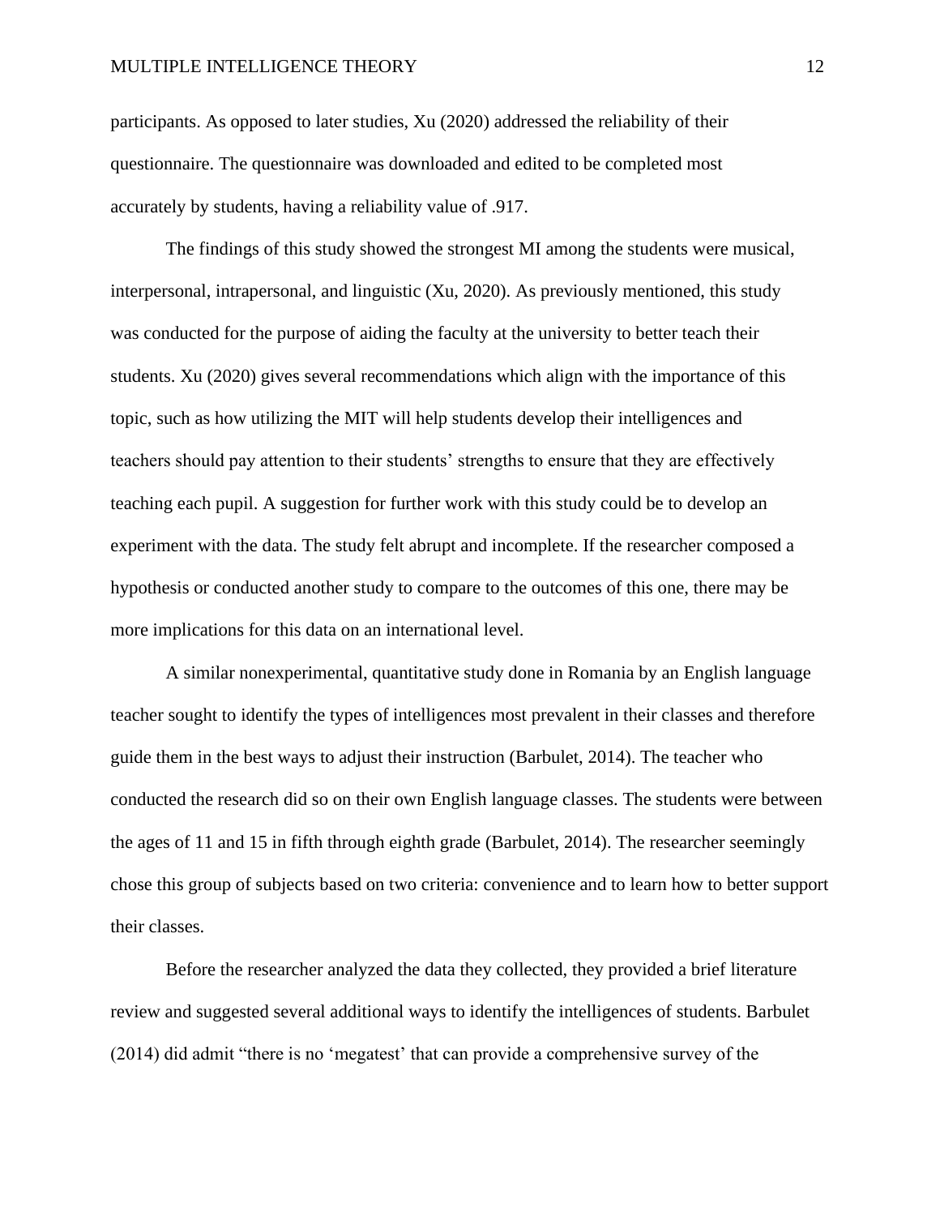participants. As opposed to later studies, Xu (2020) addressed the reliability of their questionnaire. The questionnaire was downloaded and edited to be completed most accurately by students, having a reliability value of .917.

The findings of this study showed the strongest MI among the students were musical, interpersonal, intrapersonal, and linguistic (Xu, 2020). As previously mentioned, this study was conducted for the purpose of aiding the faculty at the university to better teach their students. Xu (2020) gives several recommendations which align with the importance of this topic, such as how utilizing the MIT will help students develop their intelligences and teachers should pay attention to their students' strengths to ensure that they are effectively teaching each pupil. A suggestion for further work with this study could be to develop an experiment with the data. The study felt abrupt and incomplete. If the researcher composed a hypothesis or conducted another study to compare to the outcomes of this one, there may be more implications for this data on an international level.

A similar nonexperimental, quantitative study done in Romania by an English language teacher sought to identify the types of intelligences most prevalent in their classes and therefore guide them in the best ways to adjust their instruction (Barbulet, 2014). The teacher who conducted the research did so on their own English language classes. The students were between the ages of 11 and 15 in fifth through eighth grade (Barbulet, 2014). The researcher seemingly chose this group of subjects based on two criteria: convenience and to learn how to better support their classes.

Before the researcher analyzed the data they collected, they provided a brief literature review and suggested several additional ways to identify the intelligences of students. Barbulet (2014) did admit "there is no 'megatest' that can provide a comprehensive survey of the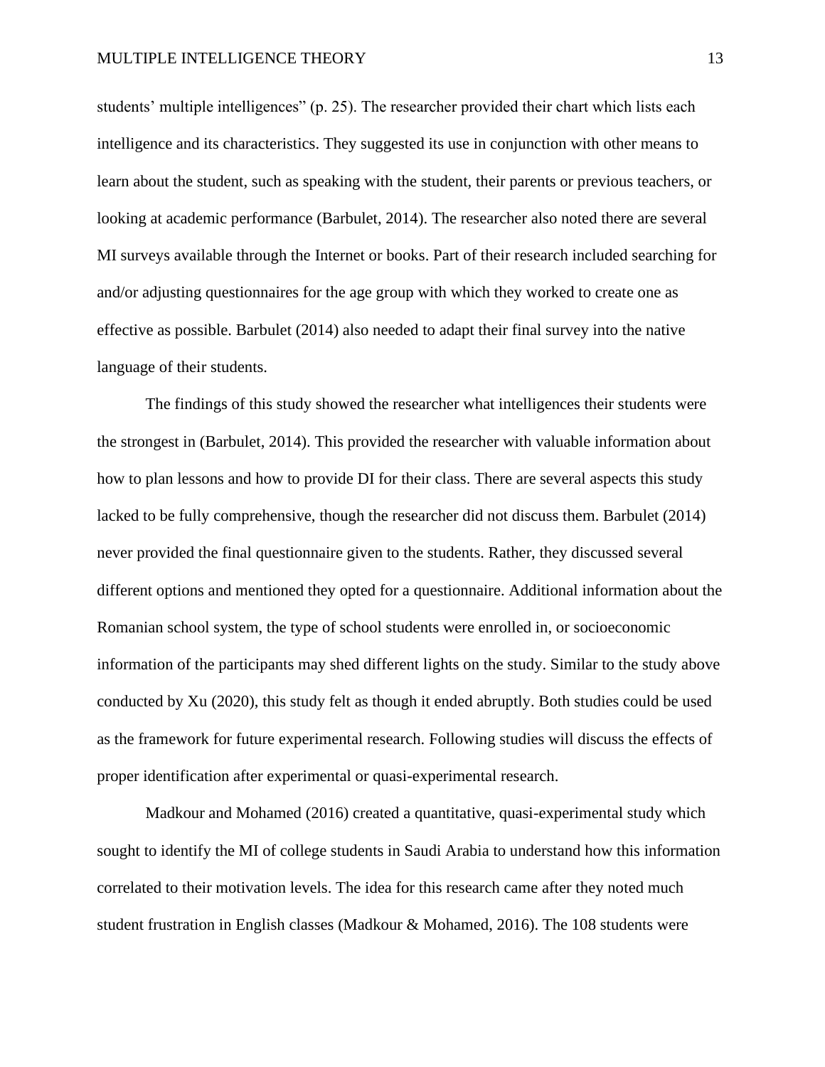students' multiple intelligences" (p. 25). The researcher provided their chart which lists each intelligence and its characteristics. They suggested its use in conjunction with other means to learn about the student, such as speaking with the student, their parents or previous teachers, or looking at academic performance (Barbulet, 2014). The researcher also noted there are several MI surveys available through the Internet or books. Part of their research included searching for and/or adjusting questionnaires for the age group with which they worked to create one as effective as possible. Barbulet (2014) also needed to adapt their final survey into the native language of their students.

The findings of this study showed the researcher what intelligences their students were the strongest in (Barbulet, 2014). This provided the researcher with valuable information about how to plan lessons and how to provide DI for their class. There are several aspects this study lacked to be fully comprehensive, though the researcher did not discuss them. Barbulet (2014) never provided the final questionnaire given to the students. Rather, they discussed several different options and mentioned they opted for a questionnaire. Additional information about the Romanian school system, the type of school students were enrolled in, or socioeconomic information of the participants may shed different lights on the study. Similar to the study above conducted by Xu (2020), this study felt as though it ended abruptly. Both studies could be used as the framework for future experimental research. Following studies will discuss the effects of proper identification after experimental or quasi-experimental research.

Madkour and Mohamed (2016) created a quantitative, quasi-experimental study which sought to identify the MI of college students in Saudi Arabia to understand how this information correlated to their motivation levels. The idea for this research came after they noted much student frustration in English classes (Madkour & Mohamed, 2016). The 108 students were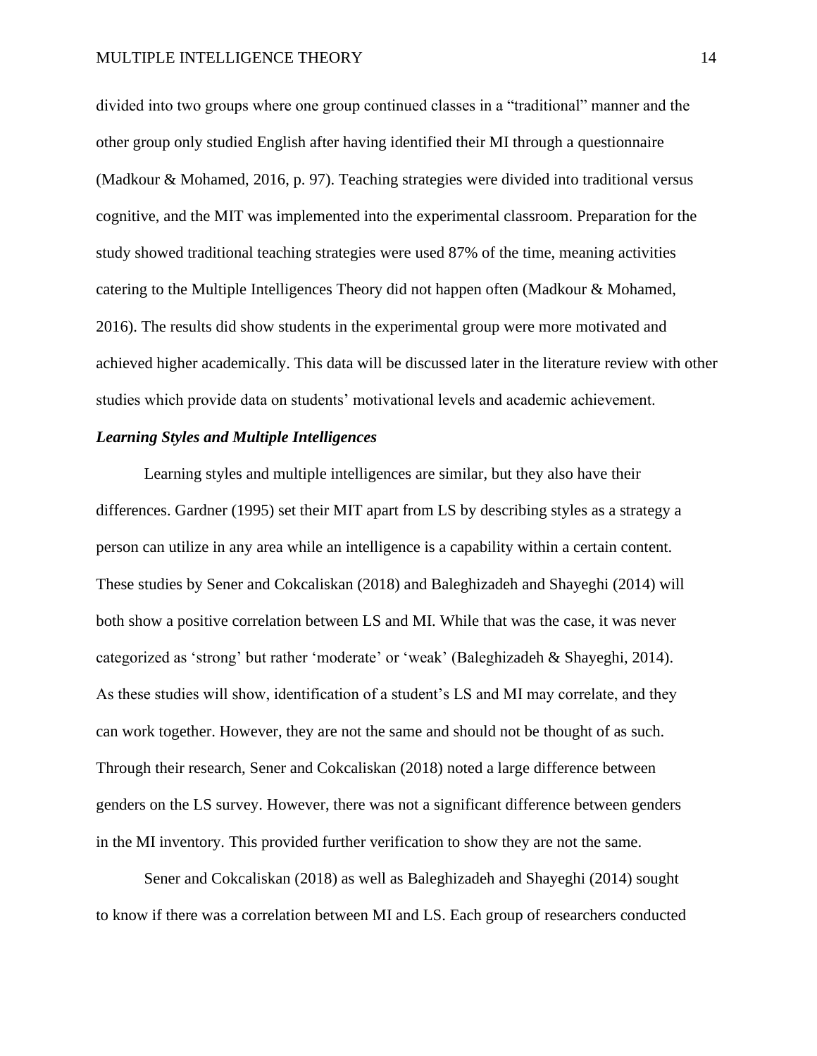divided into two groups where one group continued classes in a "traditional" manner and the other group only studied English after having identified their MI through a questionnaire (Madkour & Mohamed, 2016, p. 97). Teaching strategies were divided into traditional versus cognitive, and the MIT was implemented into the experimental classroom. Preparation for the study showed traditional teaching strategies were used 87% of the time, meaning activities catering to the Multiple Intelligences Theory did not happen often (Madkour & Mohamed, 2016). The results did show students in the experimental group were more motivated and achieved higher academically. This data will be discussed later in the literature review with other studies which provide data on students' motivational levels and academic achievement.

### ***Learning Styles and Multiple Intelligences***

Learning styles and multiple intelligences are similar, but they also have their differences. Gardner (1995) set their MIT apart from LS by describing styles as a strategy a person can utilize in any area while an intelligence is a capability within a certain content. These studies by Sener and Cokcaliskan (2018) and Baleghizadeh and Shayeghi (2014) will both show a positive correlation between LS and MI. While that was the case, it was never categorized as 'strong' but rather 'moderate' or 'weak' (Baleghizadeh & Shayeghi, 2014). As these studies will show, identification of a student's LS and MI may correlate, and they can work together. However, they are not the same and should not be thought of as such. Through their research, Sener and Cokcaliskan (2018) noted a large difference between genders on the LS survey. However, there was not a significant difference between genders in the MI inventory. This provided further verification to show they are not the same.

Sener and Cokcaliskan (2018) as well as Baleghizadeh and Shayeghi (2014) sought to know if there was a correlation between MI and LS. Each group of researchers conducted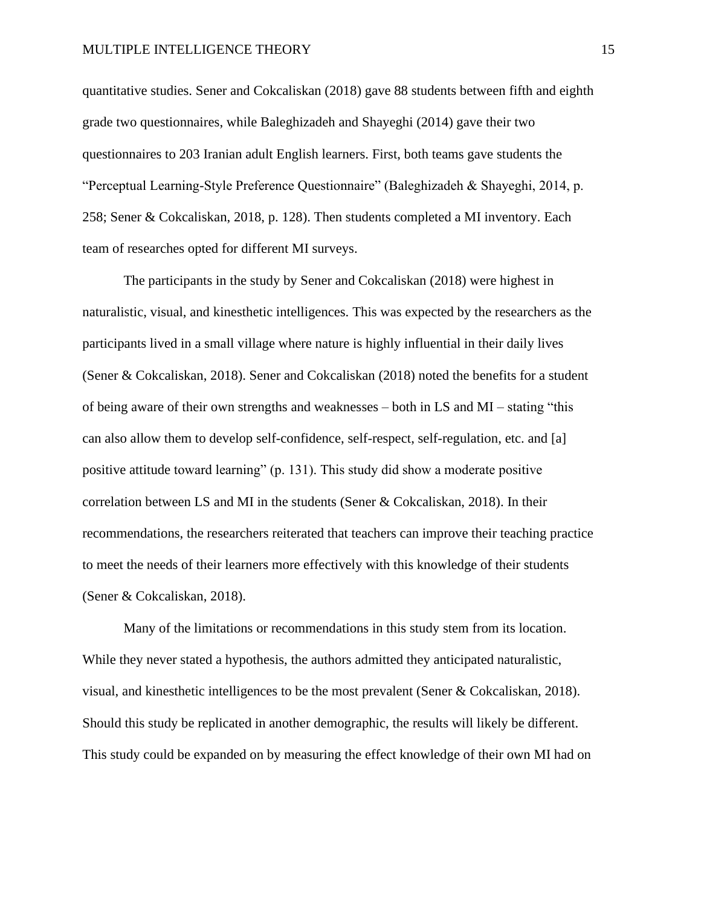quantitative studies. Sener and Cokcaliskan (2018) gave 88 students between fifth and eighth grade two questionnaires, while Baleghizadeh and Shayeghi (2014) gave their two questionnaires to 203 Iranian adult English learners. First, both teams gave students the "Perceptual Learning-Style Preference Questionnaire" (Baleghizadeh & Shayeghi, 2014, p. 258; Sener & Cokcaliskan, 2018, p. 128). Then students completed a MI inventory. Each team of researches opted for different MI surveys.

The participants in the study by Sener and Cokcaliskan (2018) were highest in naturalistic, visual, and kinesthetic intelligences. This was expected by the researchers as the participants lived in a small village where nature is highly influential in their daily lives (Sener & Cokcaliskan, 2018). Sener and Cokcaliskan (2018) noted the benefits for a student of being aware of their own strengths and weaknesses – both in LS and MI – stating "this can also allow them to develop self-confidence, self-respect, self-regulation, etc. and [a] positive attitude toward learning" (p. 131). This study did show a moderate positive correlation between LS and MI in the students (Sener & Cokcaliskan, 2018). In their recommendations, the researchers reiterated that teachers can improve their teaching practice to meet the needs of their learners more effectively with this knowledge of their students (Sener & Cokcaliskan, 2018).

Many of the limitations or recommendations in this study stem from its location. While they never stated a hypothesis, the authors admitted they anticipated naturalistic, visual, and kinesthetic intelligences to be the most prevalent (Sener & Cokcaliskan, 2018). Should this study be replicated in another demographic, the results will likely be different. This study could be expanded on by measuring the effect knowledge of their own MI had on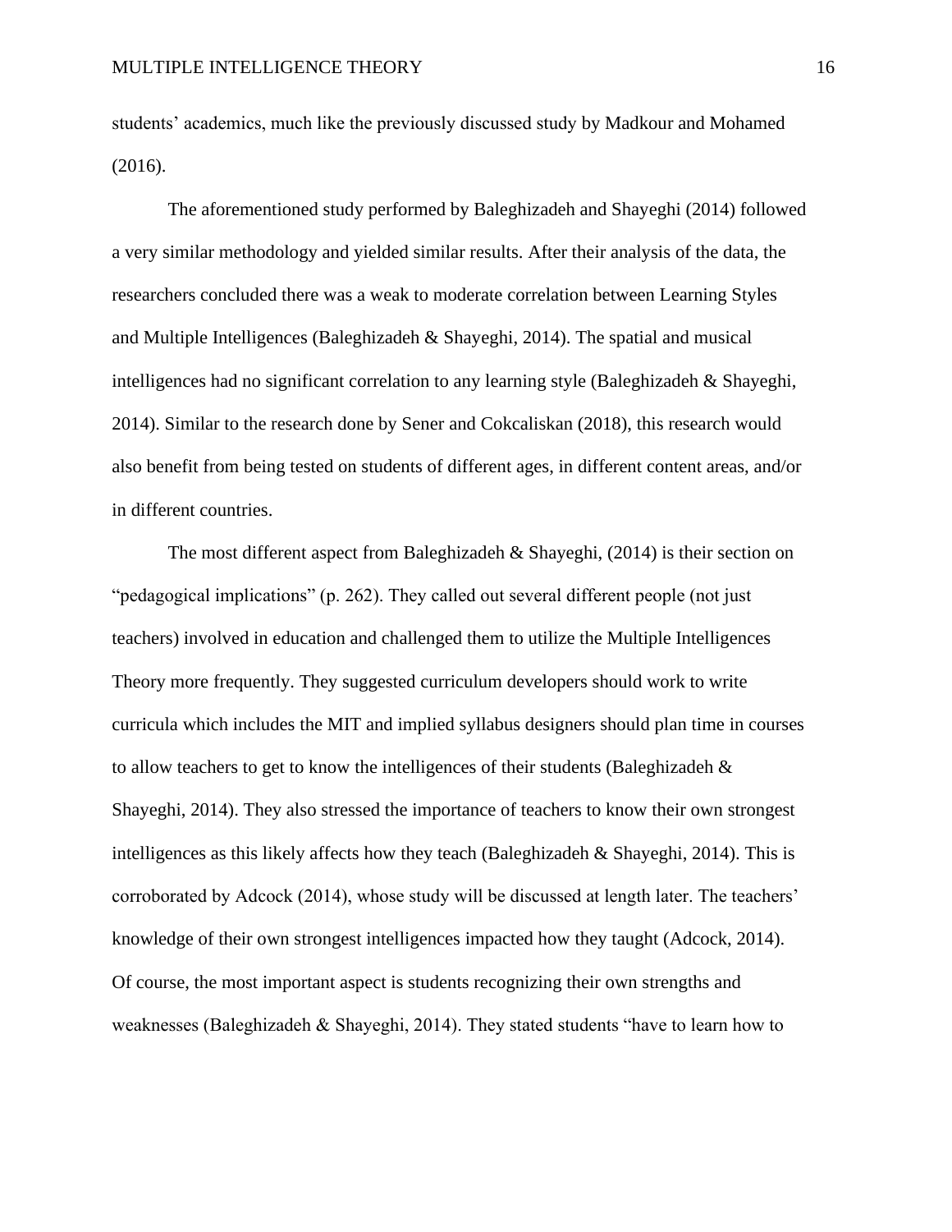students' academics, much like the previously discussed study by Madkour and Mohamed (2016).

The aforementioned study performed by Baleghizadeh and Shayeghi (2014) followed a very similar methodology and yielded similar results. After their analysis of the data, the researchers concluded there was a weak to moderate correlation between Learning Styles and Multiple Intelligences (Baleghizadeh & Shayeghi, 2014). The spatial and musical intelligences had no significant correlation to any learning style (Baleghizadeh & Shayeghi, 2014). Similar to the research done by Sener and Cokcaliskan (2018), this research would also benefit from being tested on students of different ages, in different content areas, and/or in different countries.

The most different aspect from Baleghizadeh & Shayeghi, (2014) is their section on "pedagogical implications" (p. 262). They called out several different people (not just teachers) involved in education and challenged them to utilize the Multiple Intelligences Theory more frequently. They suggested curriculum developers should work to write curricula which includes the MIT and implied syllabus designers should plan time in courses to allow teachers to get to know the intelligences of their students (Baleghizadeh & Shayeghi, 2014). They also stressed the importance of teachers to know their own strongest intelligences as this likely affects how they teach (Baleghizadeh & Shayeghi, 2014). This is corroborated by Adcock (2014), whose study will be discussed at length later. The teachers' knowledge of their own strongest intelligences impacted how they taught (Adcock, 2014). Of course, the most important aspect is students recognizing their own strengths and weaknesses (Baleghizadeh & Shayeghi, 2014). They stated students "have to learn how to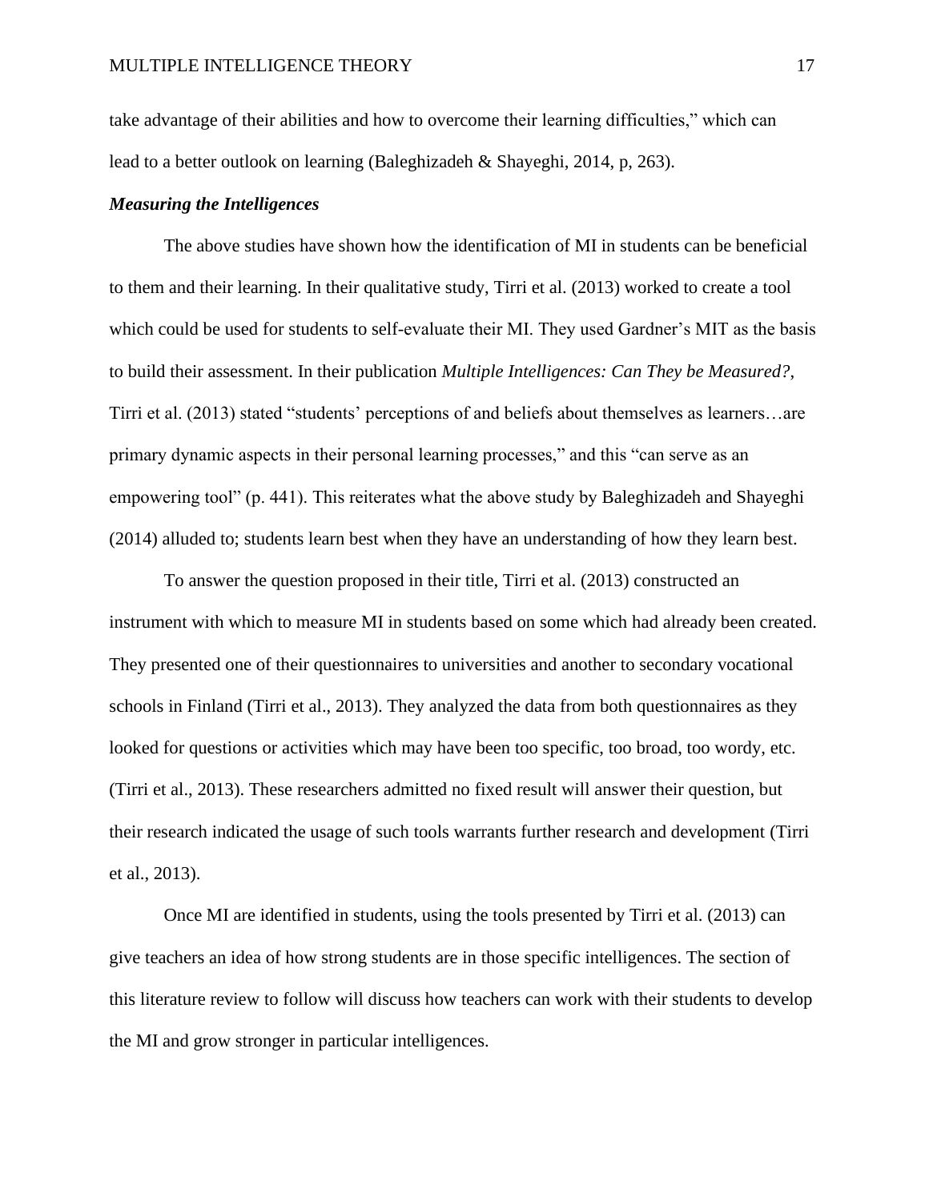take advantage of their abilities and how to overcome their learning difficulties," which can lead to a better outlook on learning (Baleghizadeh & Shayeghi, 2014, p, 263).

### ***Measuring the Intelligences***

The above studies have shown how the identification of MI in students can be beneficial to them and their learning. In their qualitative study, Tirri et al. (2013) worked to create a tool which could be used for students to self-evaluate their MI. They used Gardner's MIT as the basis to build their assessment. In their publication *Multiple Intelligences: Can They be Measured?*, Tirri et al. (2013) stated "students' perceptions of and beliefs about themselves as learners…are primary dynamic aspects in their personal learning processes," and this "can serve as an empowering tool" (p. 441). This reiterates what the above study by Baleghizadeh and Shayeghi (2014) alluded to; students learn best when they have an understanding of how they learn best.

To answer the question proposed in their title, Tirri et al. (2013) constructed an instrument with which to measure MI in students based on some which had already been created. They presented one of their questionnaires to universities and another to secondary vocational schools in Finland (Tirri et al., 2013). They analyzed the data from both questionnaires as they looked for questions or activities which may have been too specific, too broad, too wordy, etc. (Tirri et al., 2013). These researchers admitted no fixed result will answer their question, but their research indicated the usage of such tools warrants further research and development (Tirri et al., 2013).

Once MI are identified in students, using the tools presented by Tirri et al. (2013) can give teachers an idea of how strong students are in those specific intelligences. The section of this literature review to follow will discuss how teachers can work with their students to develop the MI and grow stronger in particular intelligences.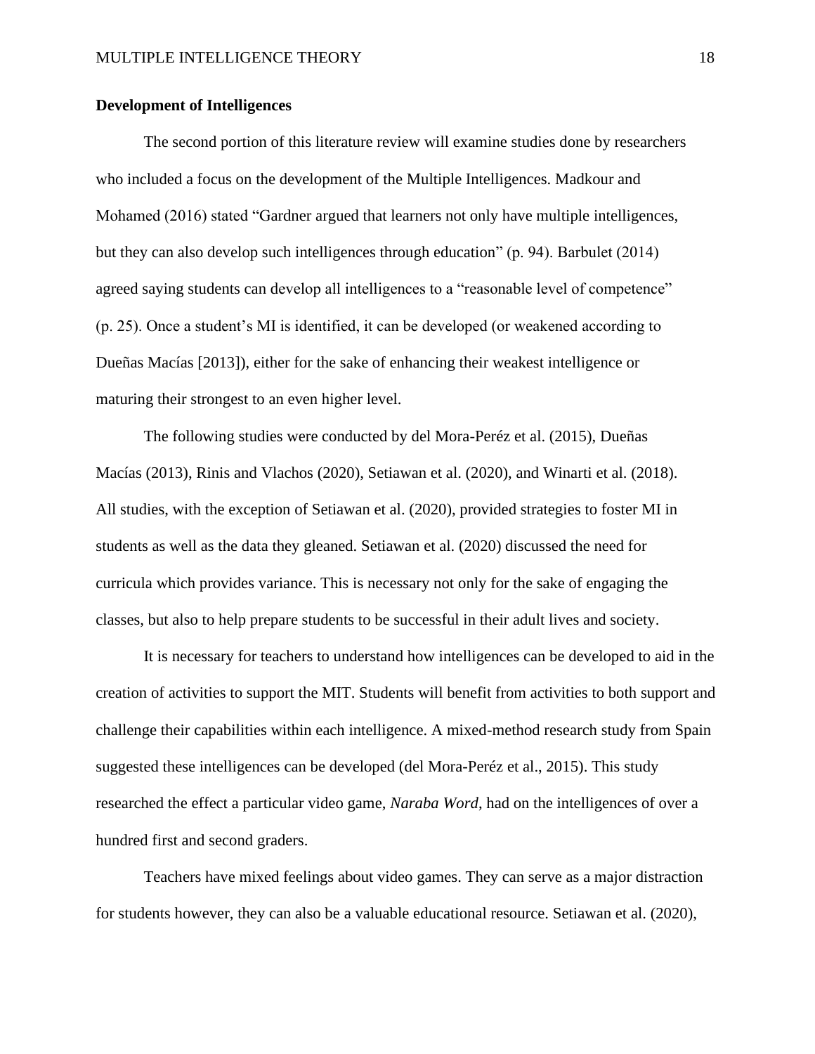**Development of Intelligences**

The second portion of this literature review will examine studies done by researchers who included a focus on the development of the Multiple Intelligences. Madkour and Mohamed (2016) stated "Gardner argued that learners not only have multiple intelligences, but they can also develop such intelligences through education" (p. 94). Barbulet (2014) agreed saying students can develop all intelligences to a "reasonable level of competence" (p. 25). Once a student's MI is identified, it can be developed (or weakened according to Dueñas Macías [2013]), either for the sake of enhancing their weakest intelligence or maturing their strongest to an even higher level.

The following studies were conducted by del Mora-Peréz et al. (2015), Dueñas Macías (2013), Rinis and Vlachos (2020), Setiawan et al. (2020), and Winarti et al. (2018). All studies, with the exception of Setiawan et al. (2020), provided strategies to foster MI in students as well as the data they gleaned. Setiawan et al. (2020) discussed the need for curricula which provides variance. This is necessary not only for the sake of engaging the classes, but also to help prepare students to be successful in their adult lives and society.

It is necessary for teachers to understand how intelligences can be developed to aid in the creation of activities to support the MIT. Students will benefit from activities to both support and challenge their capabilities within each intelligence. A mixed-method research study from Spain suggested these intelligences can be developed (del Mora-Peréz et al., 2015). This study researched the effect a particular video game, *Naraba Word*, had on the intelligences of over a hundred first and second graders.

Teachers have mixed feelings about video games. They can serve as a major distraction for students however, they can also be a valuable educational resource. Setiawan et al. (2020),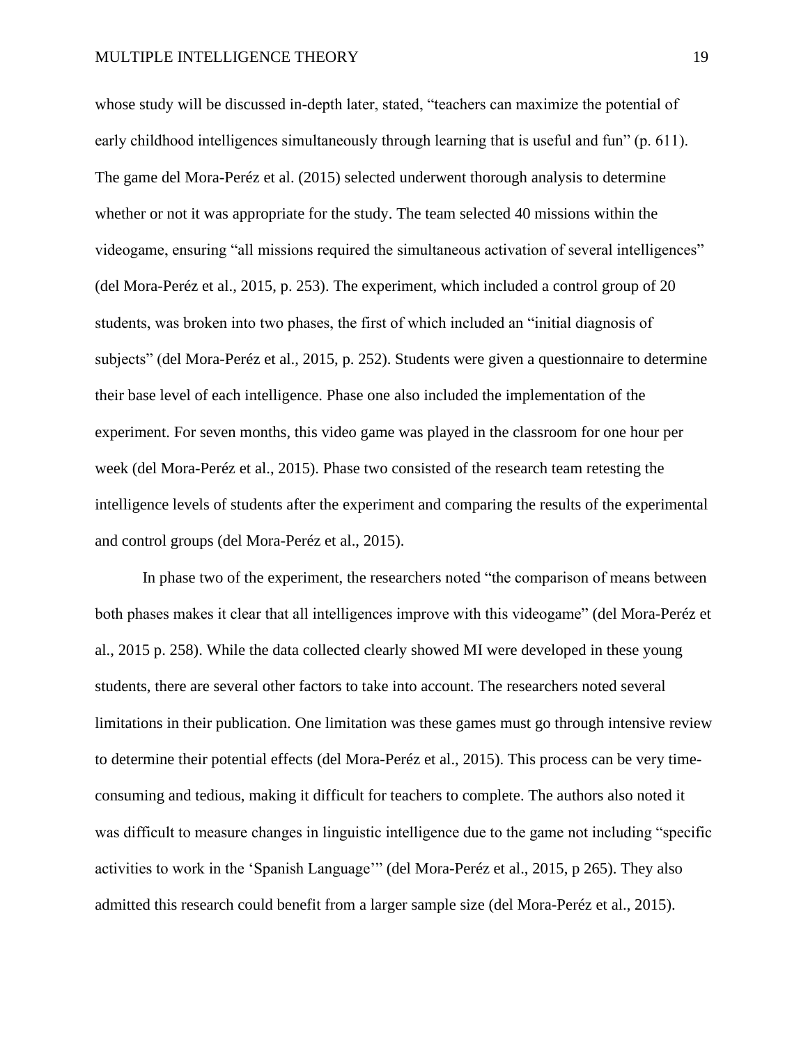whose study will be discussed in-depth later, stated, "teachers can maximize the potential of early childhood intelligences simultaneously through learning that is useful and fun" (p. 611). The game del Mora-Peréz et al. (2015) selected underwent thorough analysis to determine whether or not it was appropriate for the study. The team selected 40 missions within the videogame, ensuring "all missions required the simultaneous activation of several intelligences" (del Mora-Peréz et al., 2015, p. 253). The experiment, which included a control group of 20 students, was broken into two phases, the first of which included an "initial diagnosis of subjects" (del Mora-Peréz et al., 2015, p. 252). Students were given a questionnaire to determine their base level of each intelligence. Phase one also included the implementation of the experiment. For seven months, this video game was played in the classroom for one hour per week (del Mora-Peréz et al., 2015). Phase two consisted of the research team retesting the intelligence levels of students after the experiment and comparing the results of the experimental and control groups (del Mora-Peréz et al., 2015).

In phase two of the experiment, the researchers noted "the comparison of means between both phases makes it clear that all intelligences improve with this videogame" (del Mora-Peréz et al., 2015 p. 258). While the data collected clearly showed MI were developed in these young students, there are several other factors to take into account. The researchers noted several limitations in their publication. One limitation was these games must go through intensive review to determine their potential effects (del Mora-Peréz et al., 2015). This process can be very time-consuming and tedious, making it difficult for teachers to complete. The authors also noted it was difficult to measure changes in linguistic intelligence due to the game not including "specific activities to work in the 'Spanish Language'" (del Mora-Peréz et al., 2015, p 265). They also admitted this research could benefit from a larger sample size (del Mora-Peréz et al., 2015).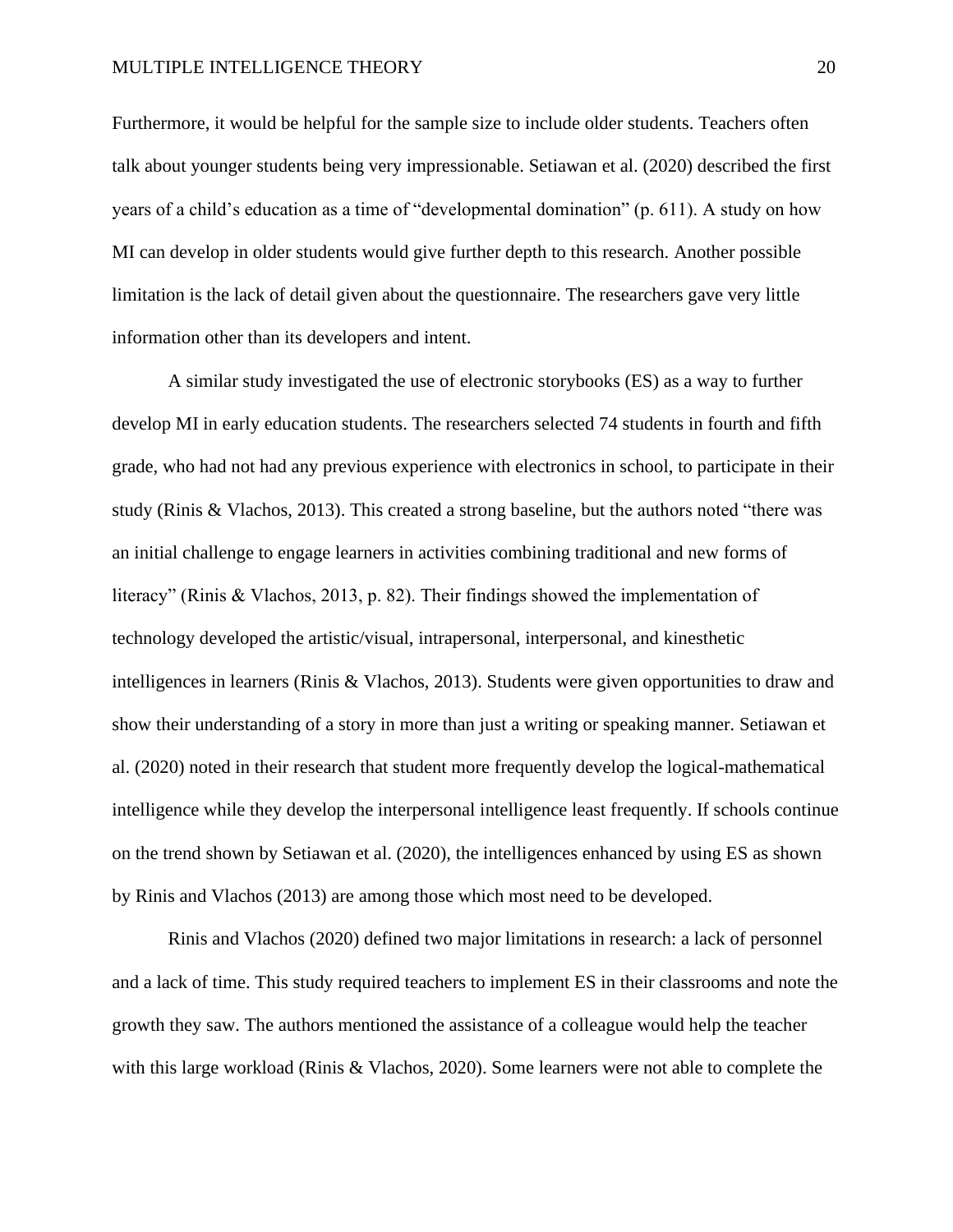Furthermore, it would be helpful for the sample size to include older students. Teachers often talk about younger students being very impressionable. Setiawan et al. (2020) described the first years of a child's education as a time of "developmental domination" (p. 611). A study on how MI can develop in older students would give further depth to this research. Another possible limitation is the lack of detail given about the questionnaire. The researchers gave very little information other than its developers and intent.

A similar study investigated the use of electronic storybooks (ES) as a way to further develop MI in early education students. The researchers selected 74 students in fourth and fifth grade, who had not had any previous experience with electronics in school, to participate in their study (Rinis & Vlachos, 2013). This created a strong baseline, but the authors noted "there was an initial challenge to engage learners in activities combining traditional and new forms of literacy" (Rinis & Vlachos, 2013, p. 82). Their findings showed the implementation of technology developed the artistic/visual, intrapersonal, interpersonal, and kinesthetic intelligences in learners (Rinis & Vlachos, 2013). Students were given opportunities to draw and show their understanding of a story in more than just a writing or speaking manner. Setiawan et al. (2020) noted in their research that student more frequently develop the logical-mathematical intelligence while they develop the interpersonal intelligence least frequently. If schools continue on the trend shown by Setiawan et al. (2020), the intelligences enhanced by using ES as shown by Rinis and Vlachos (2013) are among those which most need to be developed.

Rinis and Vlachos (2020) defined two major limitations in research: a lack of personnel and a lack of time. This study required teachers to implement ES in their classrooms and note the growth they saw. The authors mentioned the assistance of a colleague would help the teacher with this large workload (Rinis & Vlachos, 2020). Some learners were not able to complete the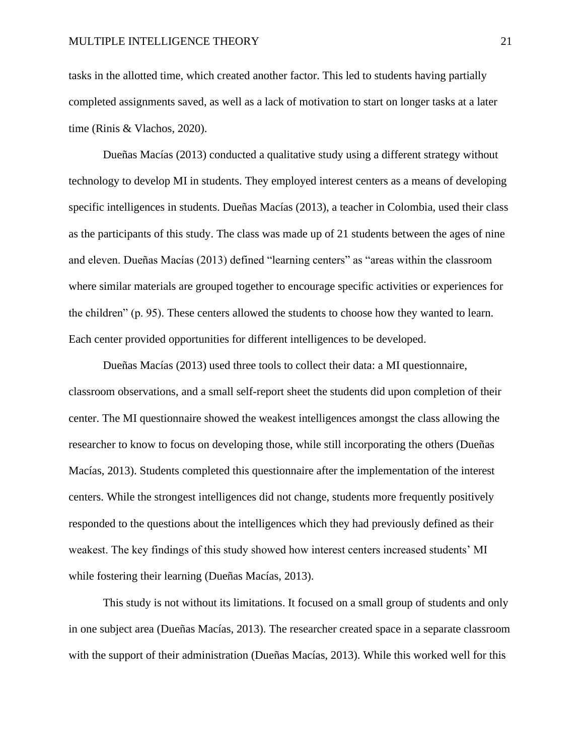tasks in the allotted time, which created another factor. This led to students having partially completed assignments saved, as well as a lack of motivation to start on longer tasks at a later time (Rinis & Vlachos, 2020).

Dueñas Macías (2013) conducted a qualitative study using a different strategy without technology to develop MI in students. They employed interest centers as a means of developing specific intelligences in students. Dueñas Macías (2013), a teacher in Colombia, used their class as the participants of this study. The class was made up of 21 students between the ages of nine and eleven. Dueñas Macías (2013) defined "learning centers" as "areas within the classroom where similar materials are grouped together to encourage specific activities or experiences for the children" (p. 95). These centers allowed the students to choose how they wanted to learn. Each center provided opportunities for different intelligences to be developed.

Dueñas Macías (2013) used three tools to collect their data: a MI questionnaire, classroom observations, and a small self-report sheet the students did upon completion of their center. The MI questionnaire showed the weakest intelligences amongst the class allowing the researcher to know to focus on developing those, while still incorporating the others (Dueñas Macías, 2013). Students completed this questionnaire after the implementation of the interest centers. While the strongest intelligences did not change, students more frequently positively responded to the questions about the intelligences which they had previously defined as their weakest. The key findings of this study showed how interest centers increased students' MI while fostering their learning (Dueñas Macías, 2013).

This study is not without its limitations. It focused on a small group of students and only in one subject area (Dueñas Macías, 2013). The researcher created space in a separate classroom with the support of their administration (Dueñas Macías, 2013). While this worked well for this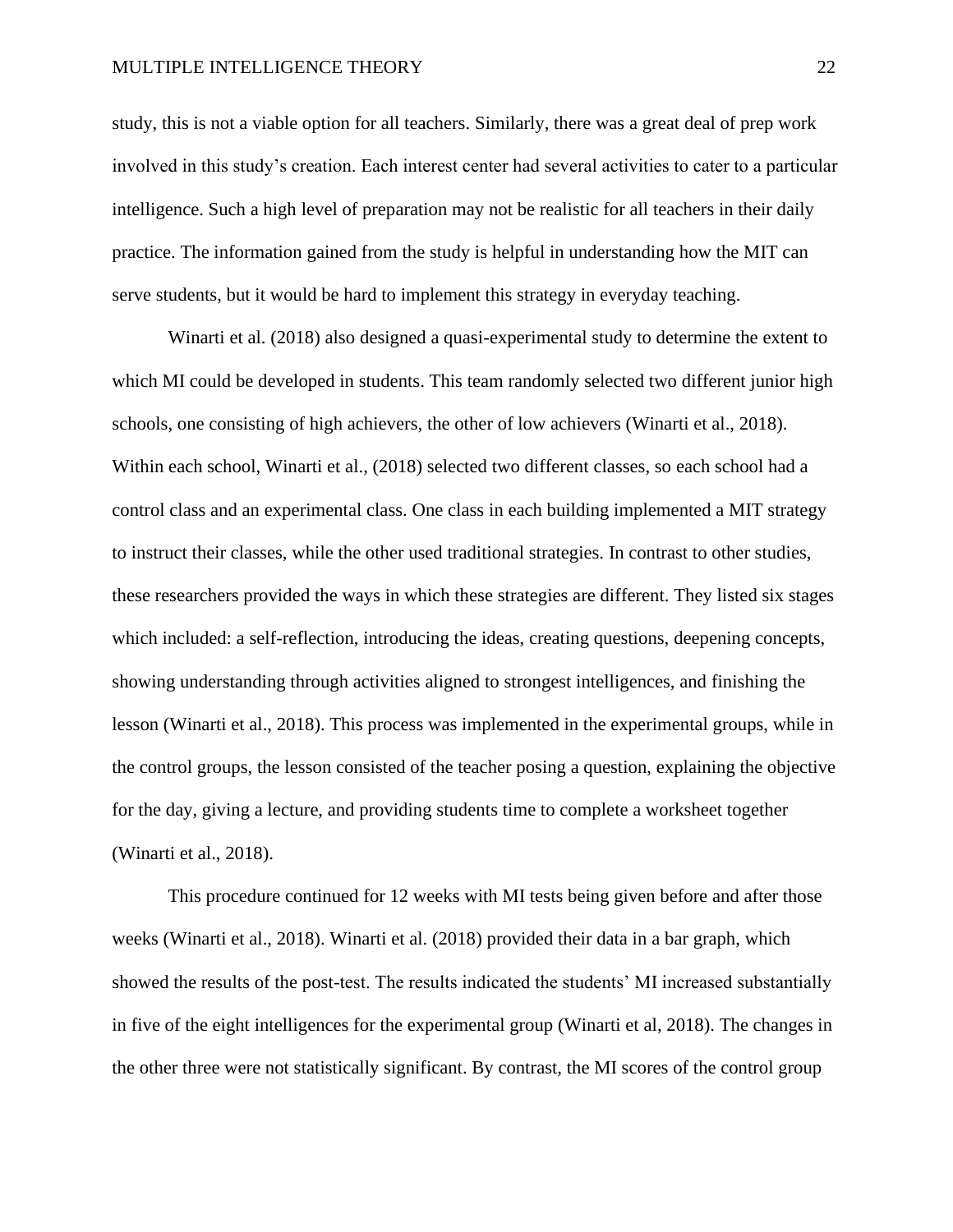study, this is not a viable option for all teachers. Similarly, there was a great deal of prep work involved in this study's creation. Each interest center had several activities to cater to a particular intelligence. Such a high level of preparation may not be realistic for all teachers in their daily practice. The information gained from the study is helpful in understanding how the MIT can serve students, but it would be hard to implement this strategy in everyday teaching.

Winarti et al. (2018) also designed a quasi-experimental study to determine the extent to which MI could be developed in students. This team randomly selected two different junior high schools, one consisting of high achievers, the other of low achievers (Winarti et al., 2018). Within each school, Winarti et al., (2018) selected two different classes, so each school had a control class and an experimental class. One class in each building implemented a MIT strategy to instruct their classes, while the other used traditional strategies. In contrast to other studies, these researchers provided the ways in which these strategies are different. They listed six stages which included: a self-reflection, introducing the ideas, creating questions, deepening concepts, showing understanding through activities aligned to strongest intelligences, and finishing the lesson (Winarti et al., 2018). This process was implemented in the experimental groups, while in the control groups, the lesson consisted of the teacher posing a question, explaining the objective for the day, giving a lecture, and providing students time to complete a worksheet together (Winarti et al., 2018).

This procedure continued for 12 weeks with MI tests being given before and after those weeks (Winarti et al., 2018). Winarti et al. (2018) provided their data in a bar graph, which showed the results of the post-test. The results indicated the students' MI increased substantially in five of the eight intelligences for the experimental group (Winarti et al, 2018). The changes in the other three were not statistically significant. By contrast, the MI scores of the control group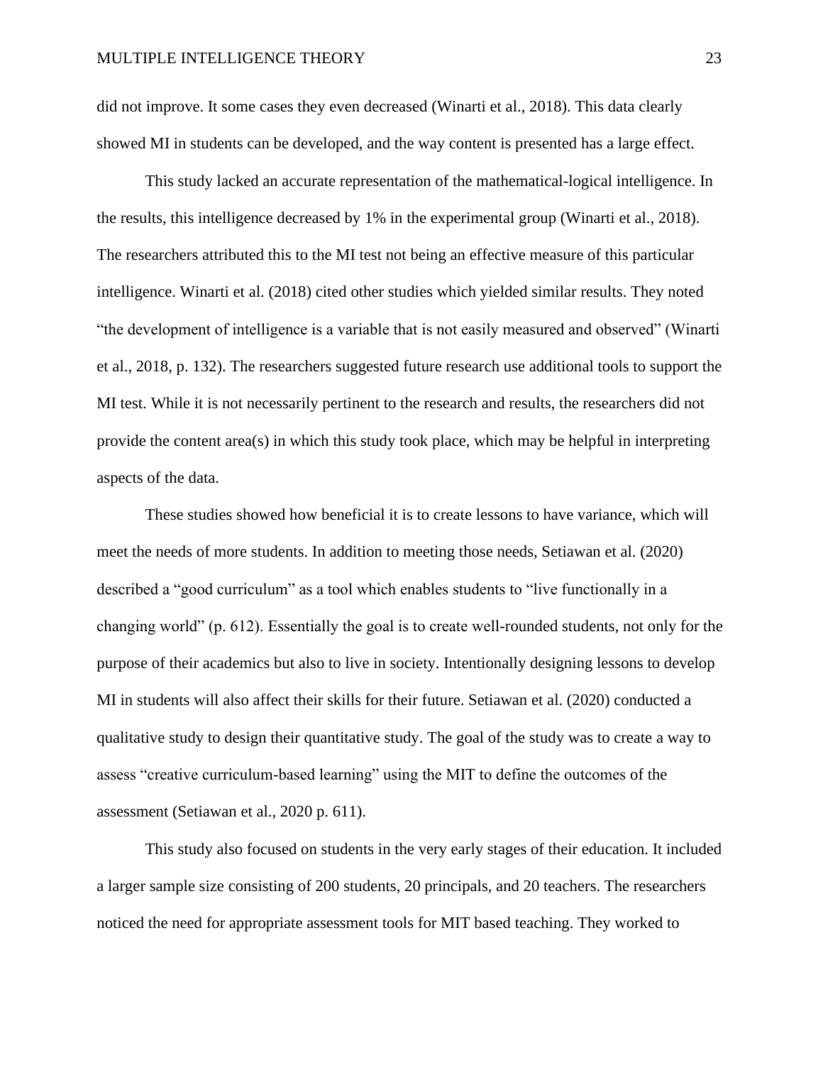did not improve. It some cases they even decreased (Winarti et al., 2018). This data clearly showed MI in students can be developed, and the way content is presented has a large effect.

This study lacked an accurate representation of the mathematical-logical intelligence. In the results, this intelligence decreased by 1% in the experimental group (Winarti et al., 2018). The researchers attributed this to the MI test not being an effective measure of this particular intelligence. Winarti et al. (2018) cited other studies which yielded similar results. They noted "the development of intelligence is a variable that is not easily measured and observed" (Winarti et al., 2018, p. 132). The researchers suggested future research use additional tools to support the MI test. While it is not necessarily pertinent to the research and results, the researchers did not provide the content area(s) in which this study took place, which may be helpful in interpreting aspects of the data.

These studies showed how beneficial it is to create lessons to have variance, which will meet the needs of more students. In addition to meeting those needs, Setiawan et al. (2020) described a "good curriculum" as a tool which enables students to "live functionally in a changing world" (p. 612). Essentially the goal is to create well-rounded students, not only for the purpose of their academics but also to live in society. Intentionally designing lessons to develop MI in students will also affect their skills for their future. Setiawan et al. (2020) conducted a qualitative study to design their quantitative study. The goal of the study was to create a way to assess "creative curriculum-based learning" using the MIT to define the outcomes of the assessment (Setiawan et al., 2020 p. 611).

This study also focused on students in the very early stages of their education. It included a larger sample size consisting of 200 students, 20 principals, and 20 teachers. The researchers noticed the need for appropriate assessment tools for MIT based teaching. They worked to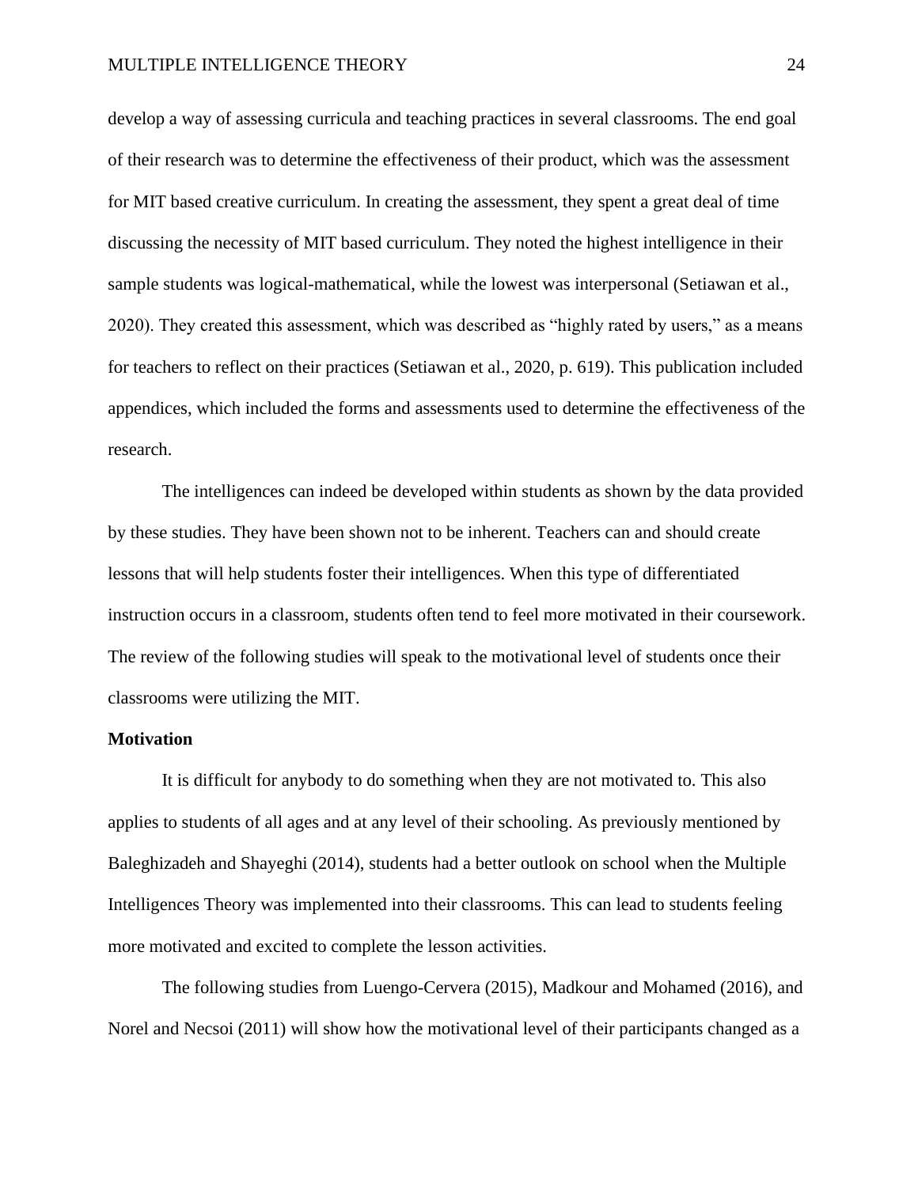develop a way of assessing curricula and teaching practices in several classrooms. The end goal of their research was to determine the effectiveness of their product, which was the assessment for MIT based creative curriculum. In creating the assessment, they spent a great deal of time discussing the necessity of MIT based curriculum. They noted the highest intelligence in their sample students was logical-mathematical, while the lowest was interpersonal (Setiawan et al., 2020). They created this assessment, which was described as "highly rated by users," as a means for teachers to reflect on their practices (Setiawan et al., 2020, p. 619). This publication included appendices, which included the forms and assessments used to determine the effectiveness of the research.

The intelligences can indeed be developed within students as shown by the data provided by these studies. They have been shown not to be inherent. Teachers can and should create lessons that will help students foster their intelligences. When this type of differentiated instruction occurs in a classroom, students often tend to feel more motivated in their coursework. The review of the following studies will speak to the motivational level of students once their classrooms were utilizing the MIT.

**Motivation**

It is difficult for anybody to do something when they are not motivated to. This also applies to students of all ages and at any level of their schooling. As previously mentioned by Baleghizadeh and Shayeghi (2014), students had a better outlook on school when the Multiple Intelligences Theory was implemented into their classrooms. This can lead to students feeling more motivated and excited to complete the lesson activities.

The following studies from Luengo-Cervera (2015), Madkour and Mohamed (2016), and Norel and Necsoi (2011) will show how the motivational level of their participants changed as a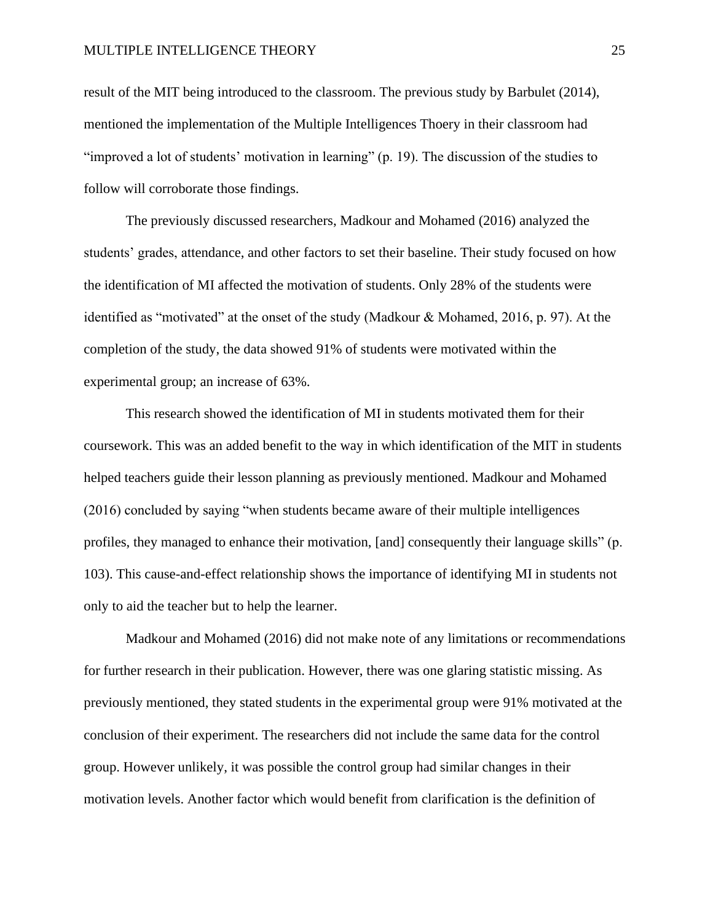result of the MIT being introduced to the classroom. The previous study by Barbulet (2014), mentioned the implementation of the Multiple Intelligences Thoery in their classroom had “improved a lot of students’ motivation in learning” (p. 19). The discussion of the studies to follow will corroborate those findings.

The previously discussed researchers, Madkour and Mohamed (2016) analyzed the students’ grades, attendance, and other factors to set their baseline. Their study focused on how the identification of MI affected the motivation of students. Only 28% of the students were identified as “motivated” at the onset of the study (Madkour & Mohamed, 2016, p. 97). At the completion of the study, the data showed 91% of students were motivated within the experimental group; an increase of 63%.

This research showed the identification of MI in students motivated them for their coursework. This was an added benefit to the way in which identification of the MIT in students helped teachers guide their lesson planning as previously mentioned. Madkour and Mohamed (2016) concluded by saying “when students became aware of their multiple intelligences profiles, they managed to enhance their motivation, [and] consequently their language skills” (p. 103). This cause-and-effect relationship shows the importance of identifying MI in students not only to aid the teacher but to help the learner.

Madkour and Mohamed (2016) did not make note of any limitations or recommendations for further research in their publication. However, there was one glaring statistic missing. As previously mentioned, they stated students in the experimental group were 91% motivated at the conclusion of their experiment. The researchers did not include the same data for the control group. However unlikely, it was possible the control group had similar changes in their motivation levels. Another factor which would benefit from clarification is the definition of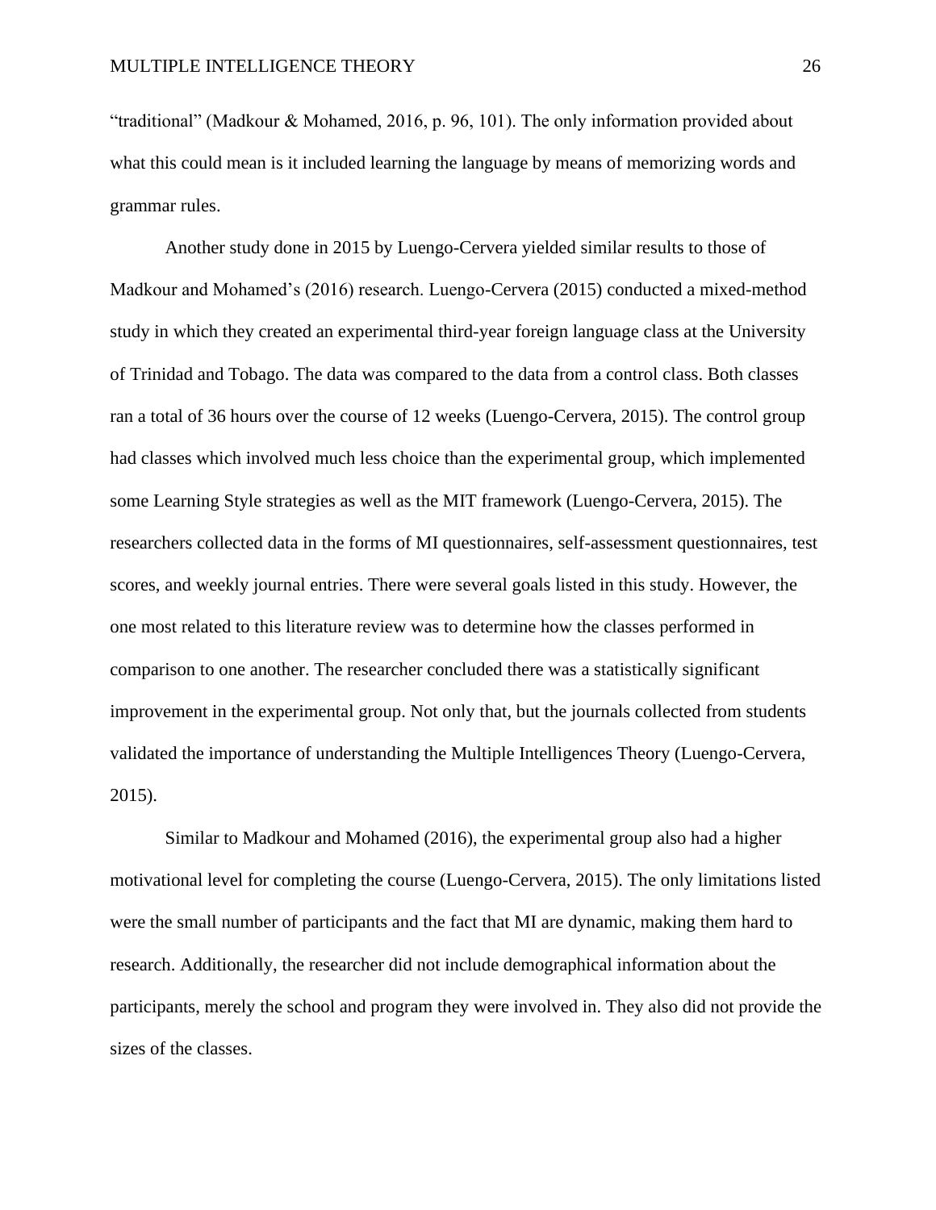"traditional" (Madkour & Mohamed, 2016, p. 96, 101). The only information provided about what this could mean is it included learning the language by means of memorizing words and grammar rules.

Another study done in 2015 by Luengo-Cervera yielded similar results to those of Madkour and Mohamed's (2016) research. Luengo-Cervera (2015) conducted a mixed-method study in which they created an experimental third-year foreign language class at the University of Trinidad and Tobago. The data was compared to the data from a control class. Both classes ran a total of 36 hours over the course of 12 weeks (Luengo-Cervera, 2015). The control group had classes which involved much less choice than the experimental group, which implemented some Learning Style strategies as well as the MIT framework (Luengo-Cervera, 2015). The researchers collected data in the forms of MI questionnaires, self-assessment questionnaires, test scores, and weekly journal entries. There were several goals listed in this study. However, the one most related to this literature review was to determine how the classes performed in comparison to one another. The researcher concluded there was a statistically significant improvement in the experimental group. Not only that, but the journals collected from students validated the importance of understanding the Multiple Intelligences Theory (Luengo-Cervera, 2015).

Similar to Madkour and Mohamed (2016), the experimental group also had a higher motivational level for completing the course (Luengo-Cervera, 2015). The only limitations listed were the small number of participants and the fact that MI are dynamic, making them hard to research. Additionally, the researcher did not include demographical information about the participants, merely the school and program they were involved in. They also did not provide the sizes of the classes.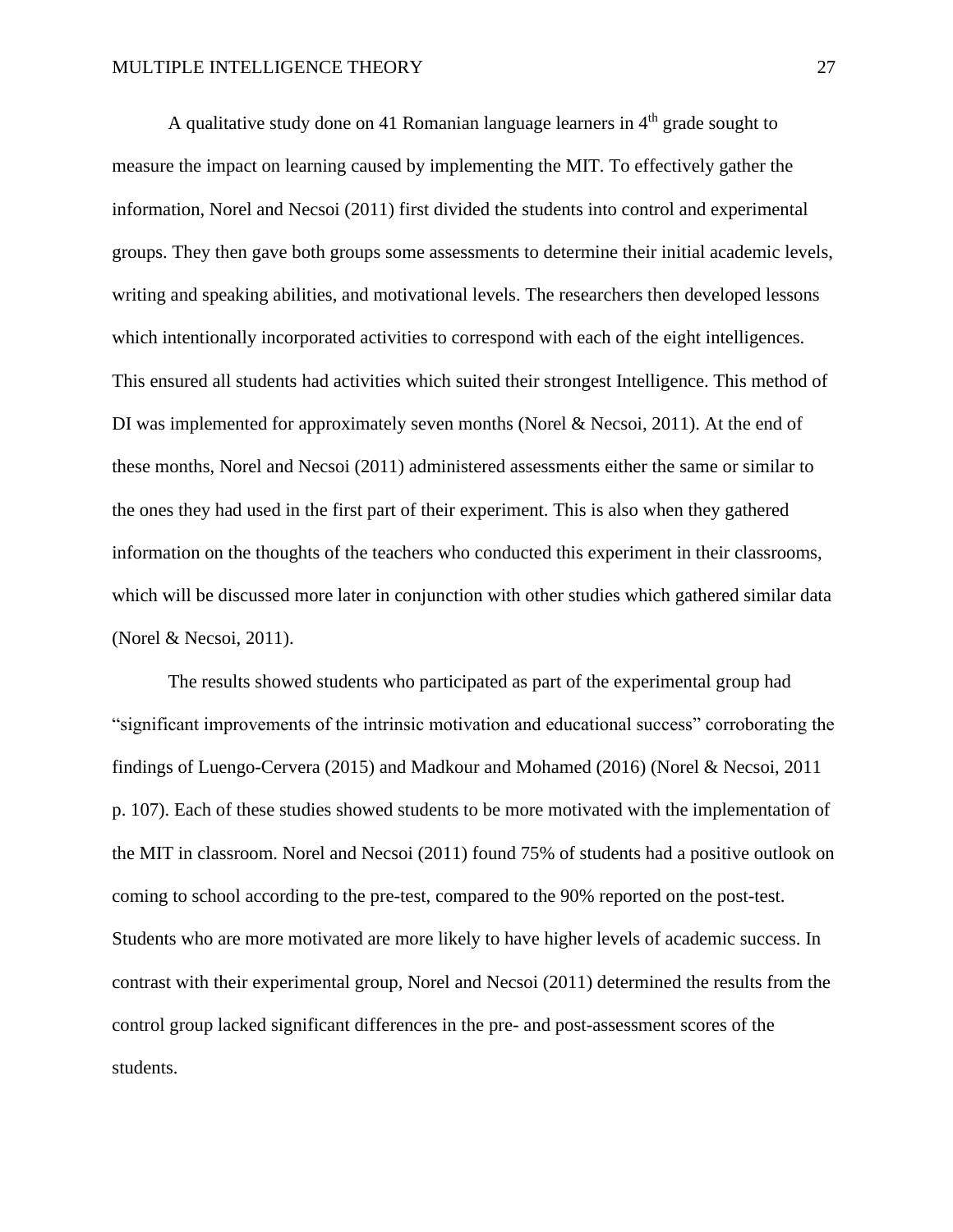A qualitative study done on 41 Romanian language learners in 4th grade sought to measure the impact on learning caused by implementing the MIT. To effectively gather the information, Norel and Necsoi (2011) first divided the students into control and experimental groups. They then gave both groups some assessments to determine their initial academic levels, writing and speaking abilities, and motivational levels. The researchers then developed lessons which intentionally incorporated activities to correspond with each of the eight intelligences. This ensured all students had activities which suited their strongest Intelligence. This method of DI was implemented for approximately seven months (Norel & Necsoi, 2011). At the end of these months, Norel and Necsoi (2011) administered assessments either the same or similar to the ones they had used in the first part of their experiment. This is also when they gathered information on the thoughts of the teachers who conducted this experiment in their classrooms, which will be discussed more later in conjunction with other studies which gathered similar data (Norel & Necsoi, 2011).

The results showed students who participated as part of the experimental group had "significant improvements of the intrinsic motivation and educational success" corroborating the findings of Luengo-Cervera (2015) and Madkour and Mohamed (2016) (Norel & Necsoi, 2011 p. 107). Each of these studies showed students to be more motivated with the implementation of the MIT in classroom. Norel and Necsoi (2011) found 75% of students had a positive outlook on coming to school according to the pre-test, compared to the 90% reported on the post-test. Students who are more motivated are more likely to have higher levels of academic success. In contrast with their experimental group, Norel and Necsoi (2011) determined the results from the control group lacked significant differences in the pre- and post-assessment scores of the students.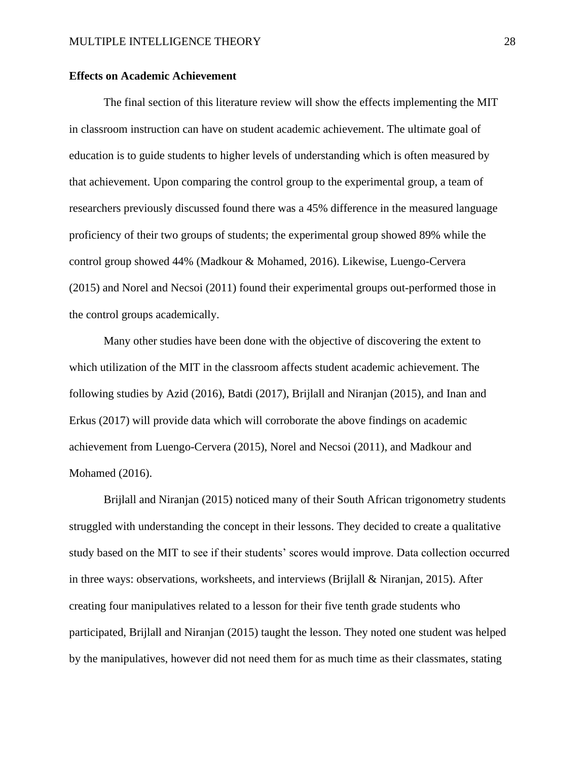**Effects on Academic Achievement**

The final section of this literature review will show the effects implementing the MIT in classroom instruction can have on student academic achievement. The ultimate goal of education is to guide students to higher levels of understanding which is often measured by that achievement. Upon comparing the control group to the experimental group, a team of researchers previously discussed found there was a 45% difference in the measured language proficiency of their two groups of students; the experimental group showed 89% while the control group showed 44% (Madkour & Mohamed, 2016). Likewise, Luengo-Cervera (2015) and Norel and Necsoi (2011) found their experimental groups out-performed those in the control groups academically.

Many other studies have been done with the objective of discovering the extent to which utilization of the MIT in the classroom affects student academic achievement. The following studies by Azid (2016), Batdi (2017), Brijlall and Niranjan (2015), and Inan and Erkus (2017) will provide data which will corroborate the above findings on academic achievement from Luengo-Cervera (2015), Norel and Necsoi (2011), and Madkour and Mohamed (2016).

Brijlall and Niranjan (2015) noticed many of their South African trigonometry students struggled with understanding the concept in their lessons. They decided to create a qualitative study based on the MIT to see if their students' scores would improve. Data collection occurred in three ways: observations, worksheets, and interviews (Brijlall & Niranjan, 2015). After creating four manipulatives related to a lesson for their five tenth grade students who participated, Brijlall and Niranjan (2015) taught the lesson. They noted one student was helped by the manipulatives, however did not need them for as much time as their classmates, stating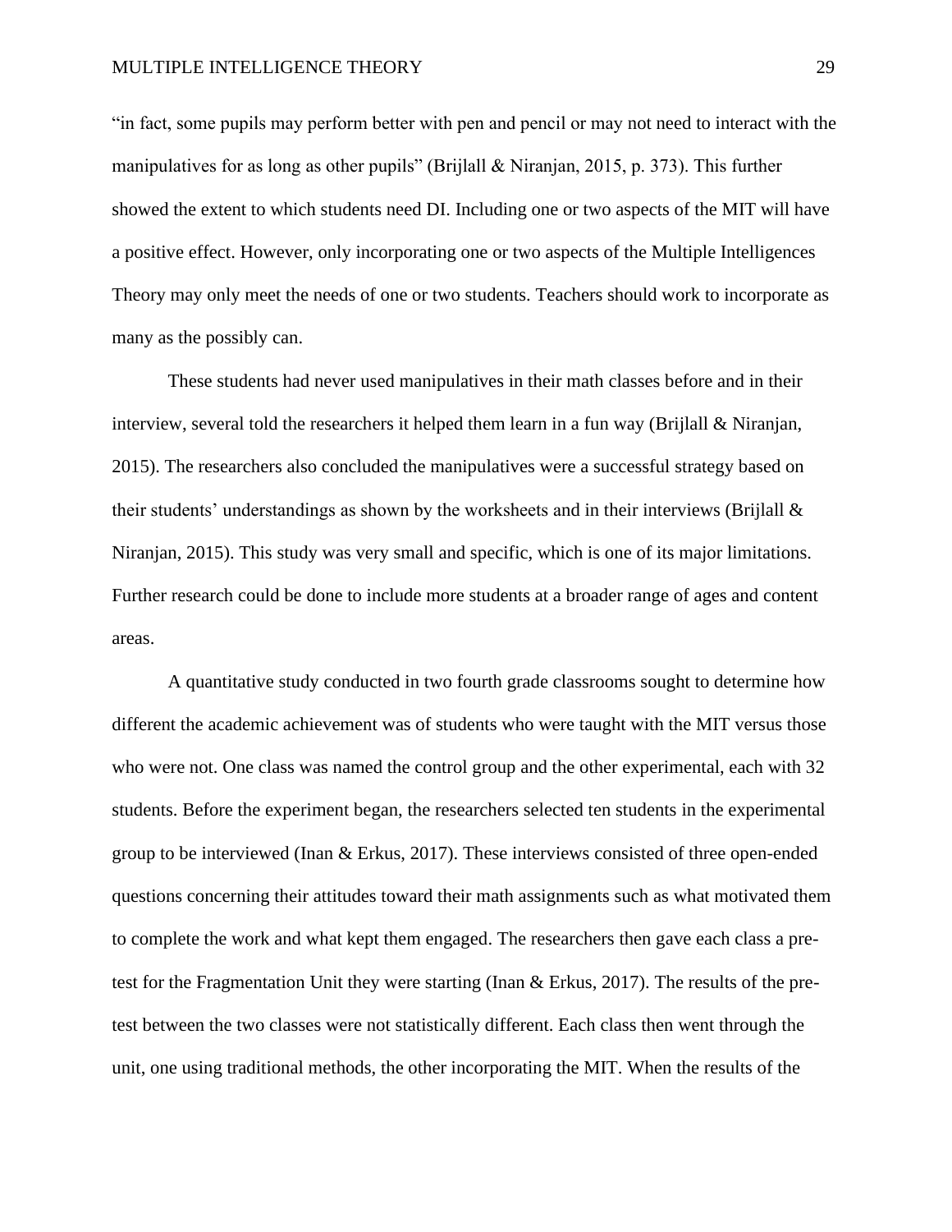"in fact, some pupils may perform better with pen and pencil or may not need to interact with the manipulatives for as long as other pupils" (Brijlall & Niranjan, 2015, p. 373). This further showed the extent to which students need DI. Including one or two aspects of the MIT will have a positive effect. However, only incorporating one or two aspects of the Multiple Intelligences Theory may only meet the needs of one or two students. Teachers should work to incorporate as many as the possibly can.

These students had never used manipulatives in their math classes before and in their interview, several told the researchers it helped them learn in a fun way (Brijlall & Niranjan, 2015). The researchers also concluded the manipulatives were a successful strategy based on their students' understandings as shown by the worksheets and in their interviews (Brijlall & Niranjan, 2015). This study was very small and specific, which is one of its major limitations. Further research could be done to include more students at a broader range of ages and content areas.

A quantitative study conducted in two fourth grade classrooms sought to determine how different the academic achievement was of students who were taught with the MIT versus those who were not. One class was named the control group and the other experimental, each with 32 students. Before the experiment began, the researchers selected ten students in the experimental group to be interviewed (Inan & Erkus, 2017). These interviews consisted of three open-ended questions concerning their attitudes toward their math assignments such as what motivated them to complete the work and what kept them engaged. The researchers then gave each class a pre-test for the Fragmentation Unit they were starting (Inan & Erkus, 2017). The results of the pre-test between the two classes were not statistically different. Each class then went through the unit, one using traditional methods, the other incorporating the MIT. When the results of the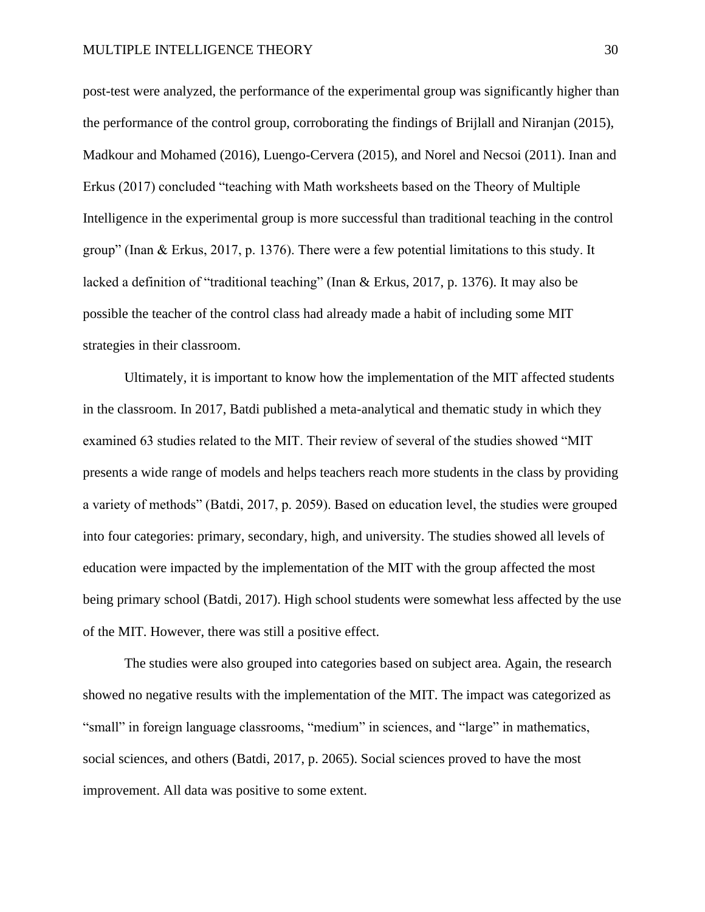post-test were analyzed, the performance of the experimental group was significantly higher than the performance of the control group, corroborating the findings of Brijlall and Niranjan (2015), Madkour and Mohamed (2016), Luengo-Cervera (2015), and Norel and Necsoi (2011). Inan and Erkus (2017) concluded "teaching with Math worksheets based on the Theory of Multiple Intelligence in the experimental group is more successful than traditional teaching in the control group" (Inan & Erkus, 2017, p. 1376). There were a few potential limitations to this study. It lacked a definition of "traditional teaching" (Inan & Erkus, 2017, p. 1376). It may also be possible the teacher of the control class had already made a habit of including some MIT strategies in their classroom.

Ultimately, it is important to know how the implementation of the MIT affected students in the classroom. In 2017, Batdi published a meta-analytical and thematic study in which they examined 63 studies related to the MIT. Their review of several of the studies showed "MIT presents a wide range of models and helps teachers reach more students in the class by providing a variety of methods" (Batdi, 2017, p. 2059). Based on education level, the studies were grouped into four categories: primary, secondary, high, and university. The studies showed all levels of education were impacted by the implementation of the MIT with the group affected the most being primary school (Batdi, 2017). High school students were somewhat less affected by the use of the MIT. However, there was still a positive effect.

The studies were also grouped into categories based on subject area. Again, the research showed no negative results with the implementation of the MIT. The impact was categorized as "small" in foreign language classrooms, "medium" in sciences, and "large" in mathematics, social sciences, and others (Batdi, 2017, p. 2065). Social sciences proved to have the most improvement. All data was positive to some extent.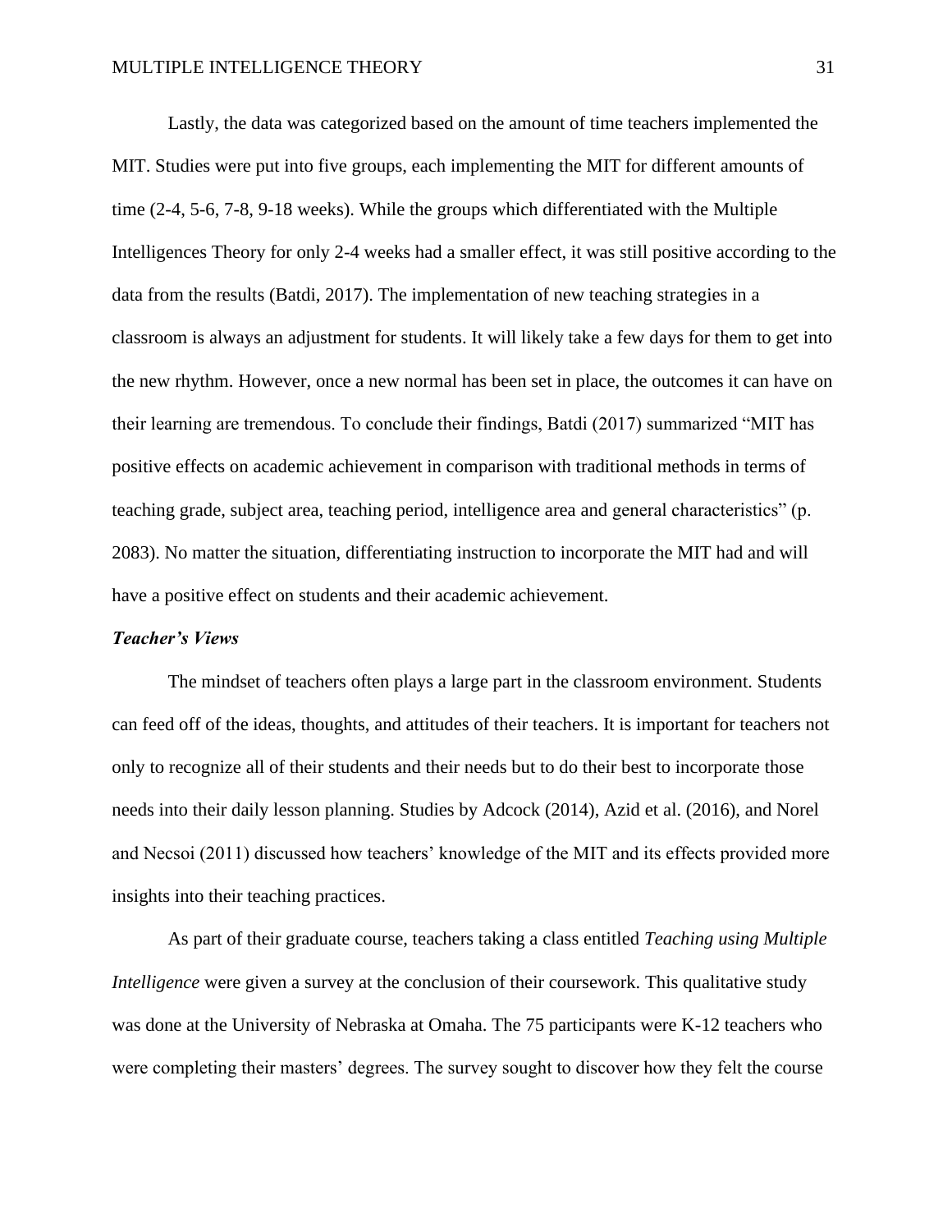Lastly, the data was categorized based on the amount of time teachers implemented the MIT. Studies were put into five groups, each implementing the MIT for different amounts of time (2-4, 5-6, 7-8, 9-18 weeks). While the groups which differentiated with the Multiple Intelligences Theory for only 2-4 weeks had a smaller effect, it was still positive according to the data from the results (Batdi, 2017). The implementation of new teaching strategies in a classroom is always an adjustment for students. It will likely take a few days for them to get into the new rhythm. However, once a new normal has been set in place, the outcomes it can have on their learning are tremendous. To conclude their findings, Batdi (2017) summarized "MIT has positive effects on academic achievement in comparison with traditional methods in terms of teaching grade, subject area, teaching period, intelligence area and general characteristics" (p. 2083). No matter the situation, differentiating instruction to incorporate the MIT had and will have a positive effect on students and their academic achievement.

### *Teacher's Views*

The mindset of teachers often plays a large part in the classroom environment. Students can feed off of the ideas, thoughts, and attitudes of their teachers. It is important for teachers not only to recognize all of their students and their needs but to do their best to incorporate those needs into their daily lesson planning. Studies by Adcock (2014), Azid et al. (2016), and Norel and Necsoi (2011) discussed how teachers' knowledge of the MIT and its effects provided more insights into their teaching practices.

As part of their graduate course, teachers taking a class entitled *Teaching using Multiple Intelligence* were given a survey at the conclusion of their coursework. This qualitative study was done at the University of Nebraska at Omaha. The 75 participants were K-12 teachers who were completing their masters' degrees. The survey sought to discover how they felt the course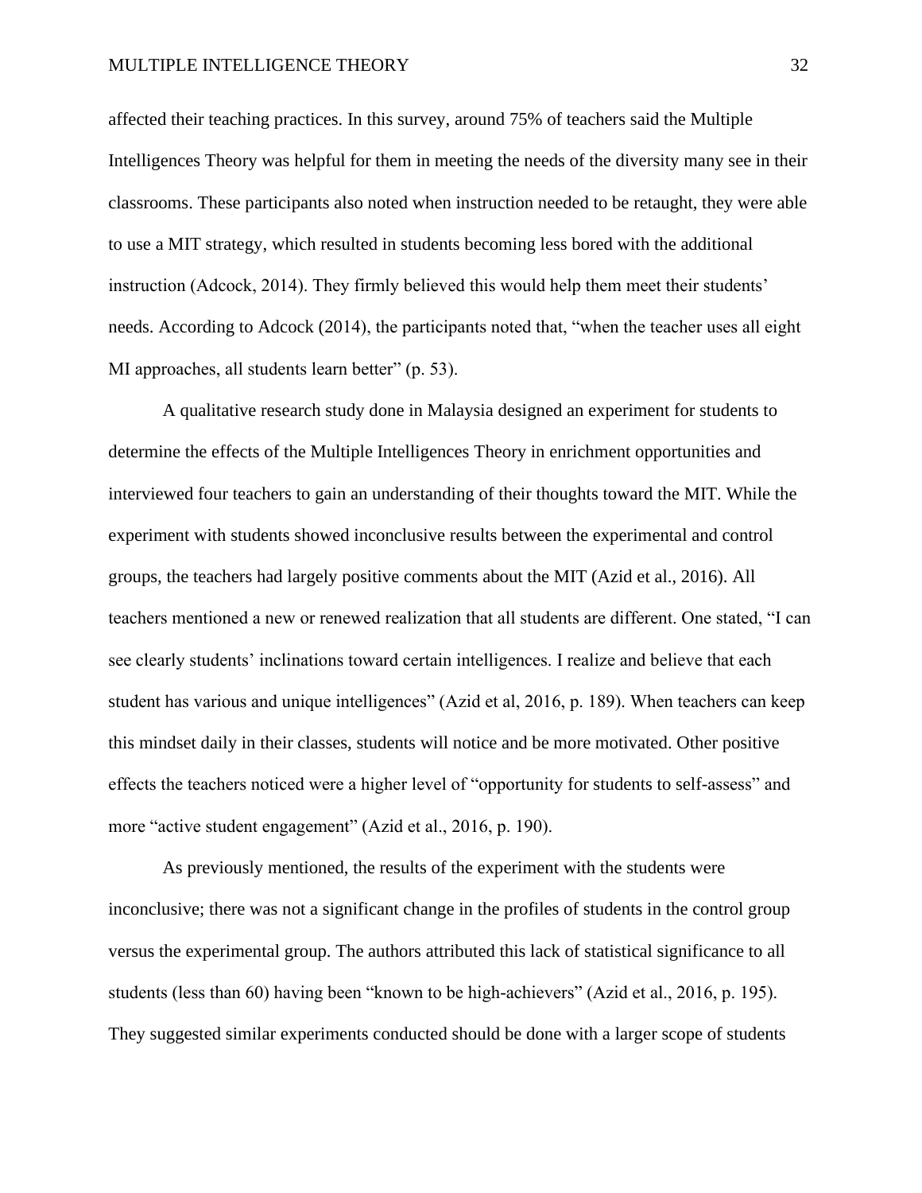affected their teaching practices. In this survey, around 75% of teachers said the Multiple Intelligences Theory was helpful for them in meeting the needs of the diversity many see in their classrooms. These participants also noted when instruction needed to be retaught, they were able to use a MIT strategy, which resulted in students becoming less bored with the additional instruction (Adcock, 2014). They firmly believed this would help them meet their students' needs. According to Adcock (2014), the participants noted that, "when the teacher uses all eight MI approaches, all students learn better" (p. 53).

A qualitative research study done in Malaysia designed an experiment for students to determine the effects of the Multiple Intelligences Theory in enrichment opportunities and interviewed four teachers to gain an understanding of their thoughts toward the MIT. While the experiment with students showed inconclusive results between the experimental and control groups, the teachers had largely positive comments about the MIT (Azid et al., 2016). All teachers mentioned a new or renewed realization that all students are different. One stated, "I can see clearly students' inclinations toward certain intelligences. I realize and believe that each student has various and unique intelligences" (Azid et al, 2016, p. 189). When teachers can keep this mindset daily in their classes, students will notice and be more motivated. Other positive effects the teachers noticed were a higher level of "opportunity for students to self-assess" and more "active student engagement" (Azid et al., 2016, p. 190).

As previously mentioned, the results of the experiment with the students were inconclusive; there was not a significant change in the profiles of students in the control group versus the experimental group. The authors attributed this lack of statistical significance to all students (less than 60) having been "known to be high-achievers" (Azid et al., 2016, p. 195). They suggested similar experiments conducted should be done with a larger scope of students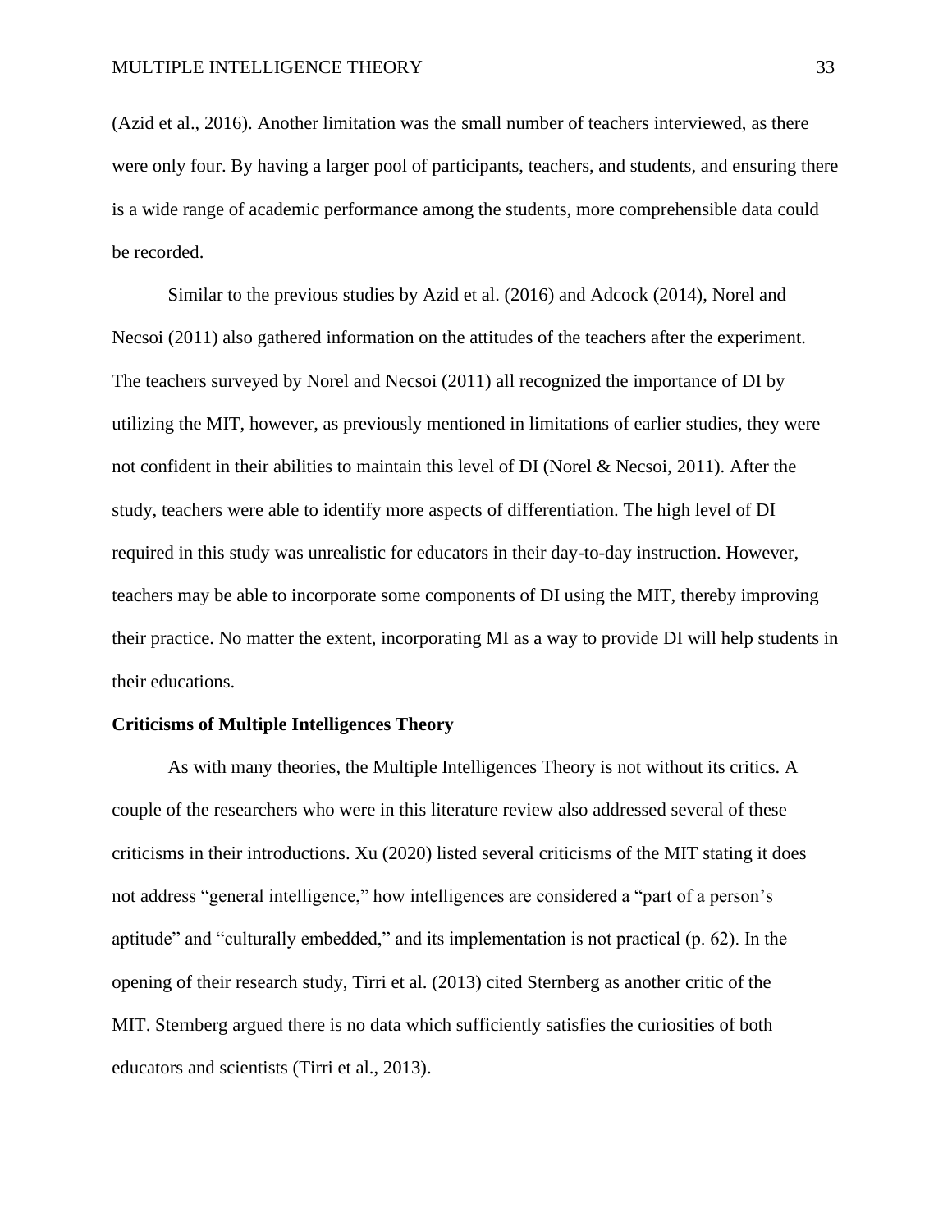(Azid et al., 2016). Another limitation was the small number of teachers interviewed, as there were only four. By having a larger pool of participants, teachers, and students, and ensuring there is a wide range of academic performance among the students, more comprehensible data could be recorded.

Similar to the previous studies by Azid et al. (2016) and Adcock (2014), Norel and Necsoi (2011) also gathered information on the attitudes of the teachers after the experiment. The teachers surveyed by Norel and Necsoi (2011) all recognized the importance of DI by utilizing the MIT, however, as previously mentioned in limitations of earlier studies, they were not confident in their abilities to maintain this level of DI (Norel & Necsoi, 2011). After the study, teachers were able to identify more aspects of differentiation. The high level of DI required in this study was unrealistic for educators in their day-to-day instruction. However, teachers may be able to incorporate some components of DI using the MIT, thereby improving their practice. No matter the extent, incorporating MI as a way to provide DI will help students in their educations.

**Criticisms of Multiple Intelligences Theory**

As with many theories, the Multiple Intelligences Theory is not without its critics. A couple of the researchers who were in this literature review also addressed several of these criticisms in their introductions. Xu (2020) listed several criticisms of the MIT stating it does not address "general intelligence," how intelligences are considered a "part of a person's aptitude" and "culturally embedded," and its implementation is not practical (p. 62). In the opening of their research study, Tirri et al. (2013) cited Sternberg as another critic of the MIT. Sternberg argued there is no data which sufficiently satisfies the curiosities of both educators and scientists (Tirri et al., 2013).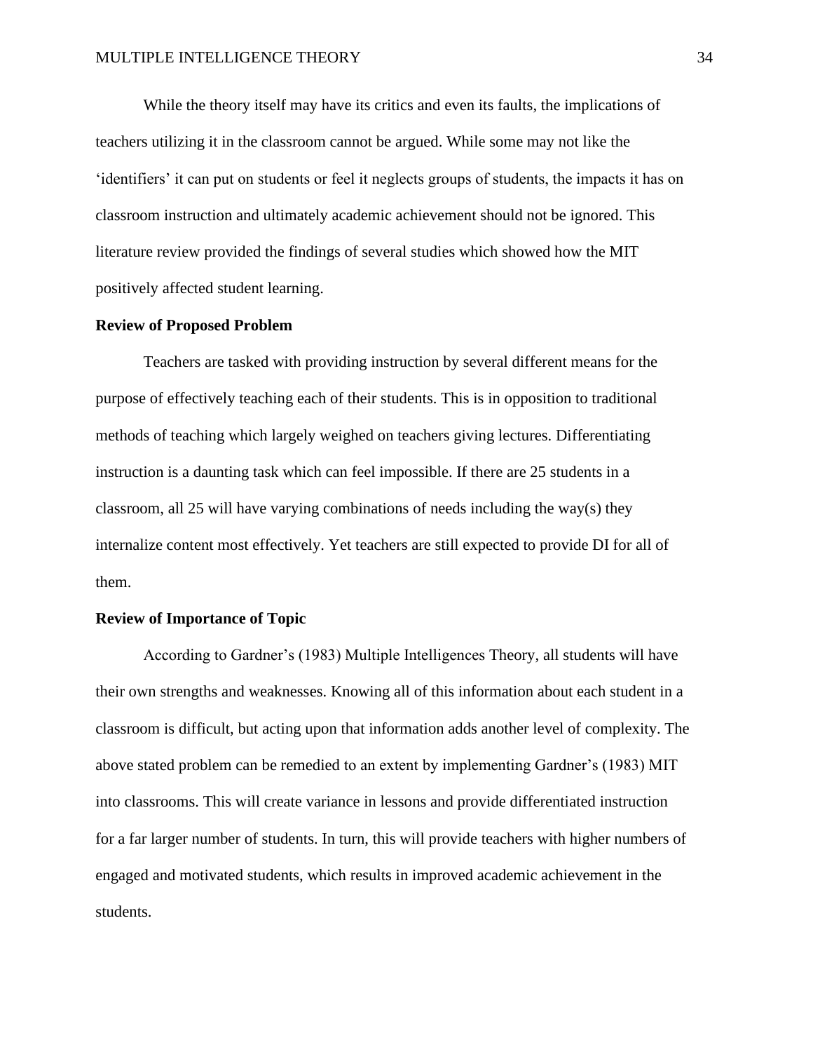While the theory itself may have its critics and even its faults, the implications of teachers utilizing it in the classroom cannot be argued. While some may not like the 'identifiers' it can put on students or feel it neglects groups of students, the impacts it has on classroom instruction and ultimately academic achievement should not be ignored. This literature review provided the findings of several studies which showed how the MIT positively affected student learning.

**Review of Proposed Problem**

Teachers are tasked with providing instruction by several different means for the purpose of effectively teaching each of their students. This is in opposition to traditional methods of teaching which largely weighed on teachers giving lectures. Differentiating instruction is a daunting task which can feel impossible. If there are 25 students in a classroom, all 25 will have varying combinations of needs including the way(s) they internalize content most effectively. Yet teachers are still expected to provide DI for all of them.

**Review of Importance of Topic**

According to Gardner's (1983) Multiple Intelligences Theory, all students will have their own strengths and weaknesses. Knowing all of this information about each student in a classroom is difficult, but acting upon that information adds another level of complexity. The above stated problem can be remedied to an extent by implementing Gardner's (1983) MIT into classrooms. This will create variance in lessons and provide differentiated instruction for a far larger number of students. In turn, this will provide teachers with higher numbers of engaged and motivated students, which results in improved academic achievement in the students.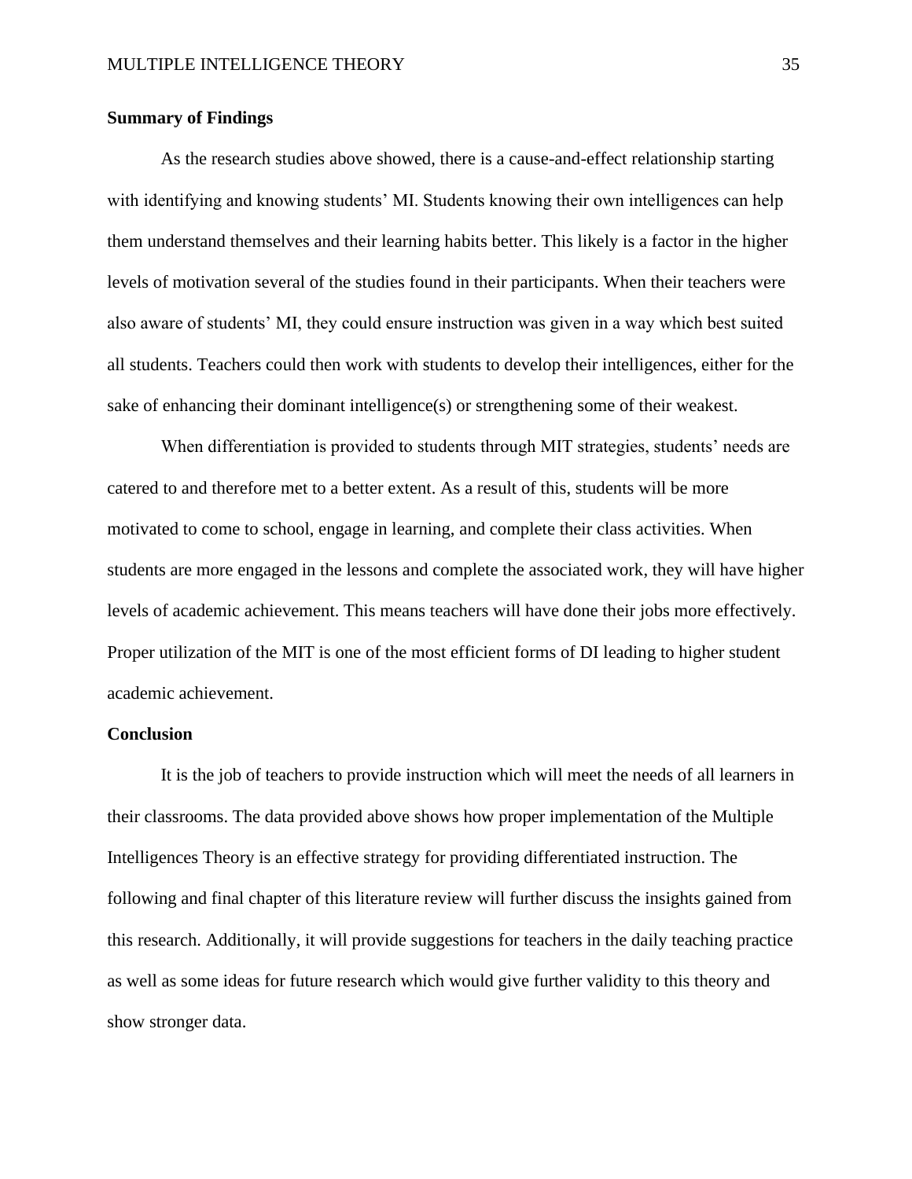## Summary of Findings

As the research studies above showed, there is a cause-and-effect relationship starting with identifying and knowing students' MI. Students knowing their own intelligences can help them understand themselves and their learning habits better. This likely is a factor in the higher levels of motivation several of the studies found in their participants. When their teachers were also aware of students' MI, they could ensure instruction was given in a way which best suited all students. Teachers could then work with students to develop their intelligences, either for the sake of enhancing their dominant intelligence(s) or strengthening some of their weakest.

When differentiation is provided to students through MIT strategies, students' needs are catered to and therefore met to a better extent. As a result of this, students will be more motivated to come to school, engage in learning, and complete their class activities. When students are more engaged in the lessons and complete the associated work, they will have higher levels of academic achievement. This means teachers will have done their jobs more effectively. Proper utilization of the MIT is one of the most efficient forms of DI leading to higher student academic achievement.

## Conclusion

It is the job of teachers to provide instruction which will meet the needs of all learners in their classrooms. The data provided above shows how proper implementation of the Multiple Intelligences Theory is an effective strategy for providing differentiated instruction. The following and final chapter of this literature review will further discuss the insights gained from this research. Additionally, it will provide suggestions for teachers in the daily teaching practice as well as some ideas for future research which would give further validity to this theory and show stronger data.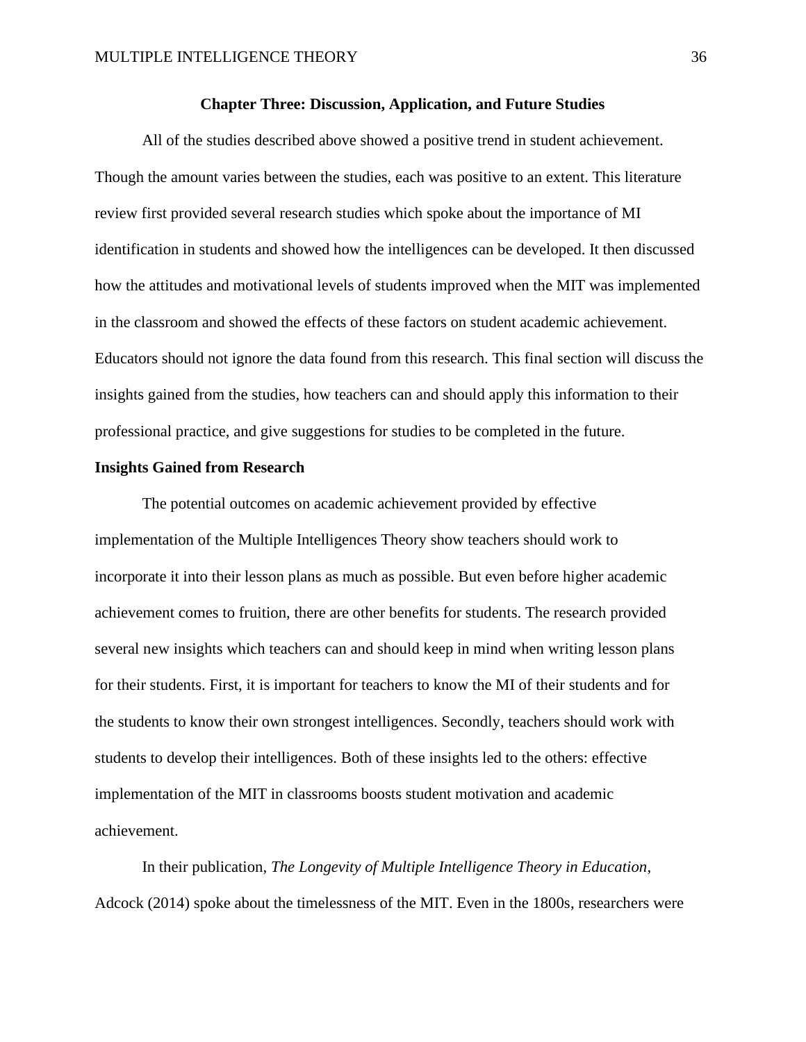## Chapter Three: Discussion, Application, and Future Studies

All of the studies described above showed a positive trend in student achievement. Though the amount varies between the studies, each was positive to an extent. This literature review first provided several research studies which spoke about the importance of MI identification in students and showed how the intelligences can be developed. It then discussed how the attitudes and motivational levels of students improved when the MIT was implemented in the classroom and showed the effects of these factors on student academic achievement. Educators should not ignore the data found from this research. This final section will discuss the insights gained from the studies, how teachers can and should apply this information to their professional practice, and give suggestions for studies to be completed in the future.

### Insights Gained from Research

The potential outcomes on academic achievement provided by effective implementation of the Multiple Intelligences Theory show teachers should work to incorporate it into their lesson plans as much as possible. But even before higher academic achievement comes to fruition, there are other benefits for students. The research provided several new insights which teachers can and should keep in mind when writing lesson plans for their students. First, it is important for teachers to know the MI of their students and for the students to know their own strongest intelligences. Secondly, teachers should work with students to develop their intelligences. Both of these insights led to the others: effective implementation of the MIT in classrooms boosts student motivation and academic achievement.

In their publication, *The Longevity of Multiple Intelligence Theory in Education*, Adcock (2014) spoke about the timelessness of the MIT. Even in the 1800s, researchers were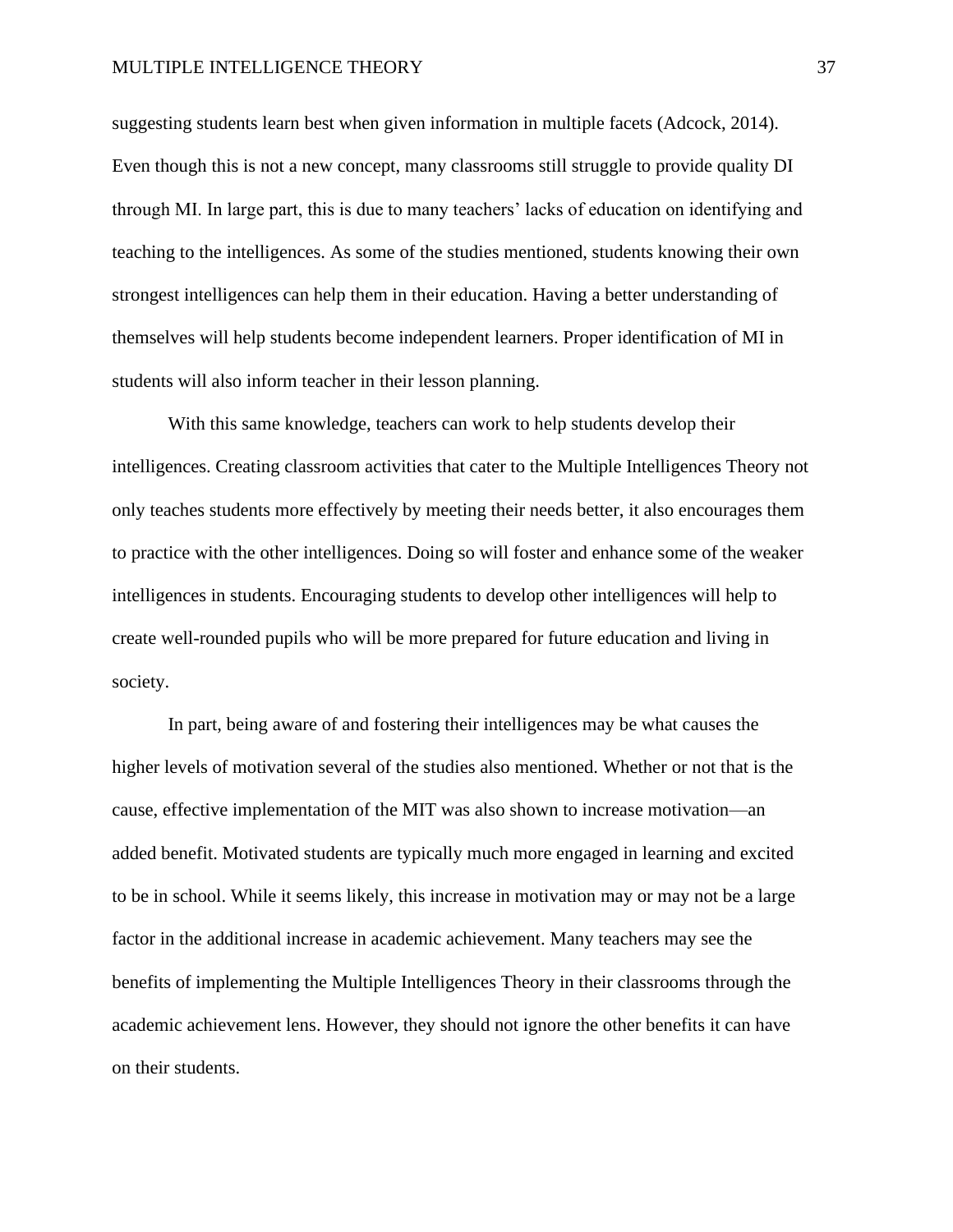suggesting students learn best when given information in multiple facets (Adcock, 2014). Even though this is not a new concept, many classrooms still struggle to provide quality DI through MI. In large part, this is due to many teachers' lacks of education on identifying and teaching to the intelligences. As some of the studies mentioned, students knowing their own strongest intelligences can help them in their education. Having a better understanding of themselves will help students become independent learners. Proper identification of MI in students will also inform teacher in their lesson planning.

With this same knowledge, teachers can work to help students develop their intelligences. Creating classroom activities that cater to the Multiple Intelligences Theory not only teaches students more effectively by meeting their needs better, it also encourages them to practice with the other intelligences. Doing so will foster and enhance some of the weaker intelligences in students. Encouraging students to develop other intelligences will help to create well-rounded pupils who will be more prepared for future education and living in society.

In part, being aware of and fostering their intelligences may be what causes the higher levels of motivation several of the studies also mentioned. Whether or not that is the cause, effective implementation of the MIT was also shown to increase motivation—an added benefit. Motivated students are typically much more engaged in learning and excited to be in school. While it seems likely, this increase in motivation may or may not be a large factor in the additional increase in academic achievement. Many teachers may see the benefits of implementing the Multiple Intelligences Theory in their classrooms through the academic achievement lens. However, they should not ignore the other benefits it can have on their students.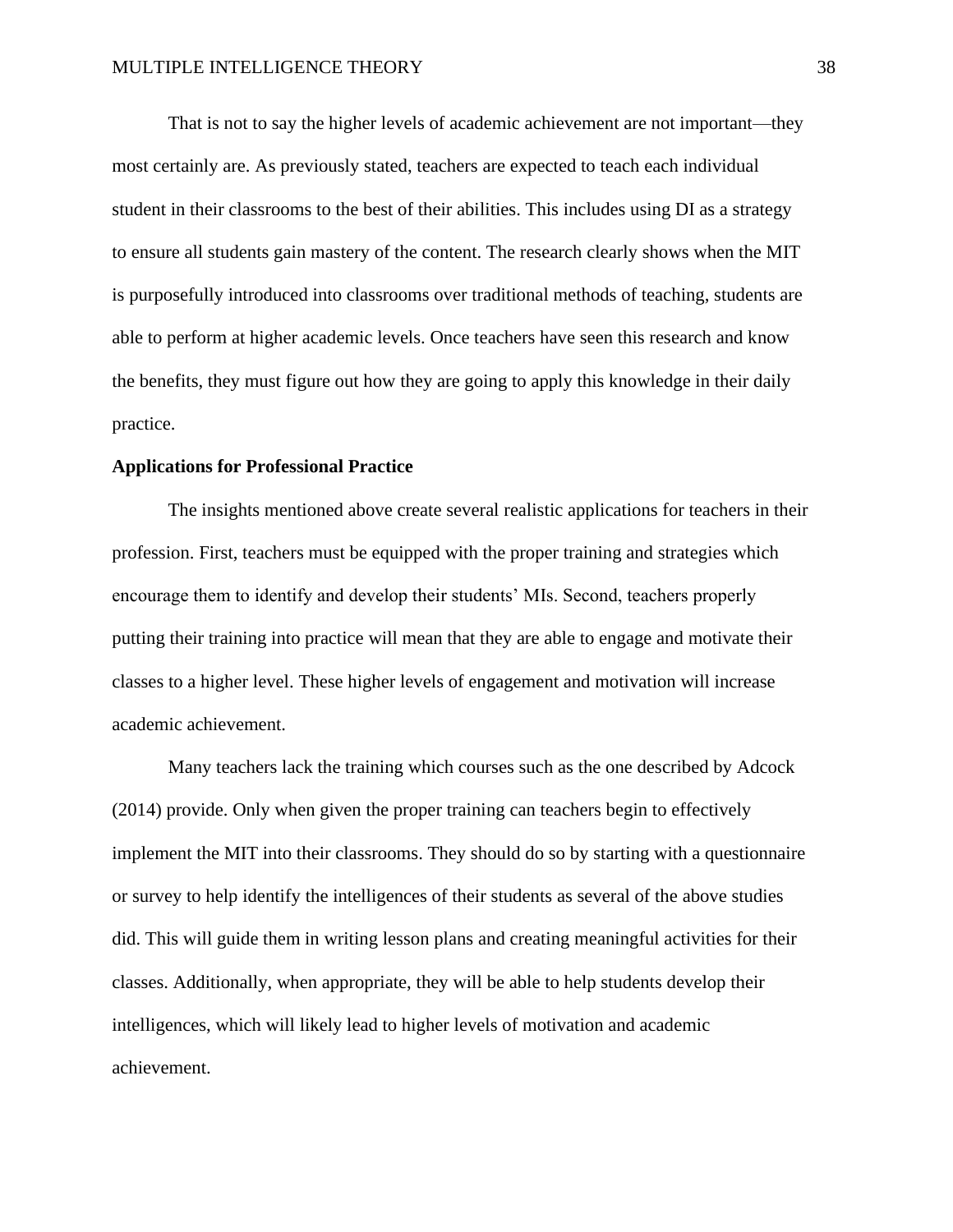That is not to say the higher levels of academic achievement are not important—they most certainly are. As previously stated, teachers are expected to teach each individual student in their classrooms to the best of their abilities. This includes using DI as a strategy to ensure all students gain mastery of the content. The research clearly shows when the MIT is purposefully introduced into classrooms over traditional methods of teaching, students are able to perform at higher academic levels. Once teachers have seen this research and know the benefits, they must figure out how they are going to apply this knowledge in their daily practice.

## Applications for Professional Practice

The insights mentioned above create several realistic applications for teachers in their profession. First, teachers must be equipped with the proper training and strategies which encourage them to identify and develop their students' MIs. Second, teachers properly putting their training into practice will mean that they are able to engage and motivate their classes to a higher level. These higher levels of engagement and motivation will increase academic achievement.

Many teachers lack the training which courses such as the one described by Adcock (2014) provide. Only when given the proper training can teachers begin to effectively implement the MIT into their classrooms. They should do so by starting with a questionnaire or survey to help identify the intelligences of their students as several of the above studies did. This will guide them in writing lesson plans and creating meaningful activities for their classes. Additionally, when appropriate, they will be able to help students develop their intelligences, which will likely lead to higher levels of motivation and academic achievement.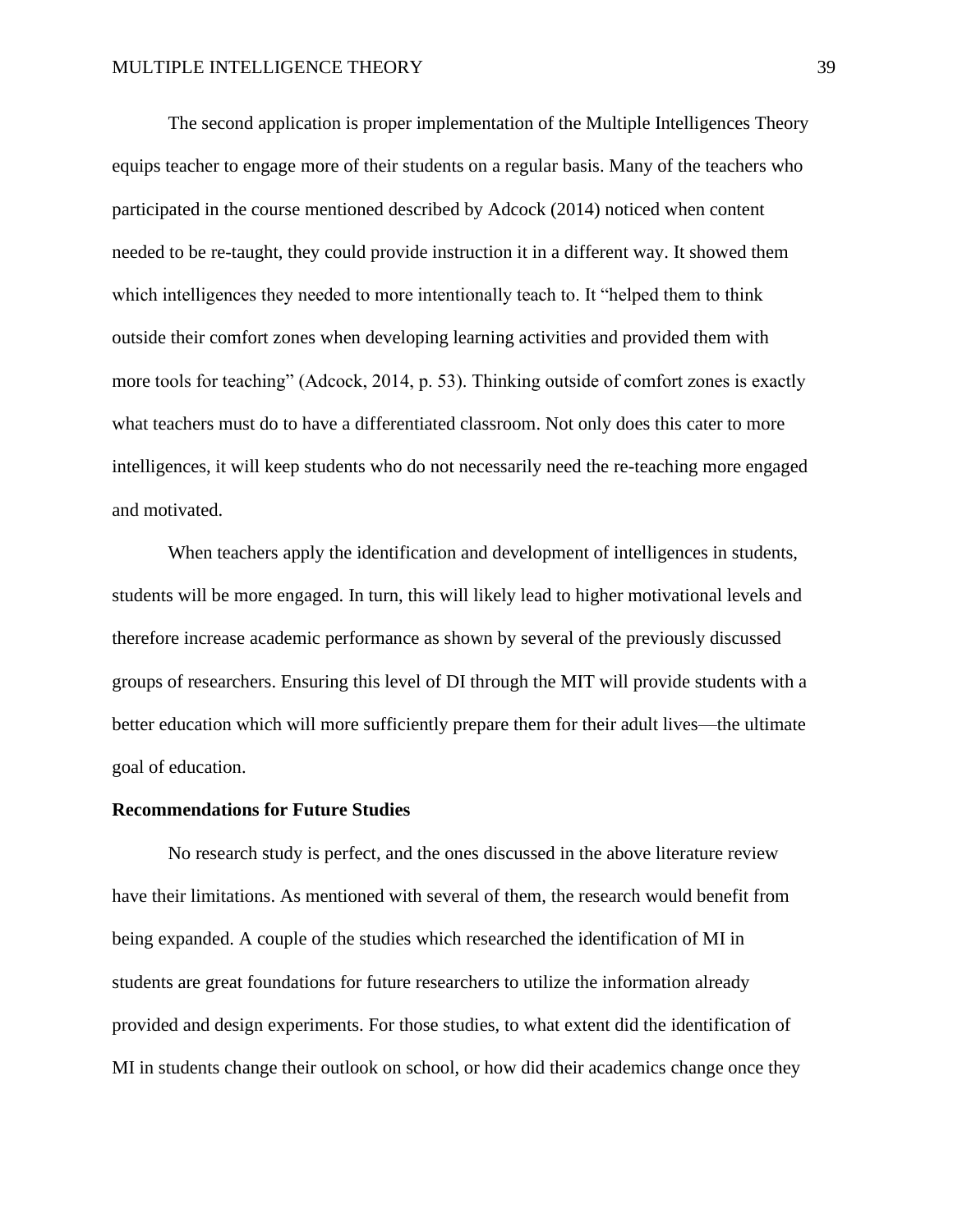The second application is proper implementation of the Multiple Intelligences Theory equips teacher to engage more of their students on a regular basis. Many of the teachers who participated in the course mentioned described by Adcock (2014) noticed when content needed to be re-taught, they could provide instruction it in a different way. It showed them which intelligences they needed to more intentionally teach to. It "helped them to think outside their comfort zones when developing learning activities and provided them with more tools for teaching" (Adcock, 2014, p. 53). Thinking outside of comfort zones is exactly what teachers must do to have a differentiated classroom. Not only does this cater to more intelligences, it will keep students who do not necessarily need the re-teaching more engaged and motivated.

When teachers apply the identification and development of intelligences in students, students will be more engaged. In turn, this will likely lead to higher motivational levels and therefore increase academic performance as shown by several of the previously discussed groups of researchers. Ensuring this level of DI through the MIT will provide students with a better education which will more sufficiently prepare them for their adult lives—the ultimate goal of education.

**Recommendations for Future Studies**

No research study is perfect, and the ones discussed in the above literature review have their limitations. As mentioned with several of them, the research would benefit from being expanded. A couple of the studies which researched the identification of MI in students are great foundations for future researchers to utilize the information already provided and design experiments. For those studies, to what extent did the identification of MI in students change their outlook on school, or how did their academics change once they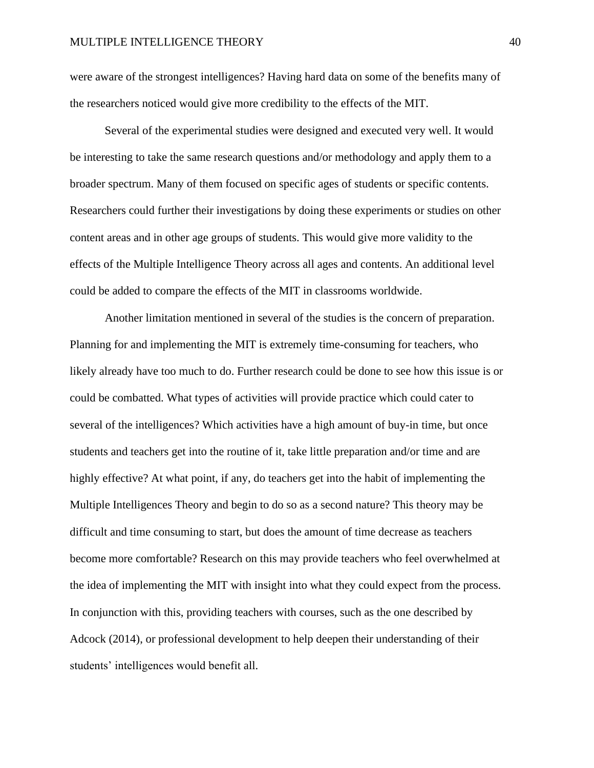were aware of the strongest intelligences? Having hard data on some of the benefits many of the researchers noticed would give more credibility to the effects of the MIT.

Several of the experimental studies were designed and executed very well. It would be interesting to take the same research questions and/or methodology and apply them to a broader spectrum. Many of them focused on specific ages of students or specific contents. Researchers could further their investigations by doing these experiments or studies on other content areas and in other age groups of students. This would give more validity to the effects of the Multiple Intelligence Theory across all ages and contents. An additional level could be added to compare the effects of the MIT in classrooms worldwide.

Another limitation mentioned in several of the studies is the concern of preparation. Planning for and implementing the MIT is extremely time-consuming for teachers, who likely already have too much to do. Further research could be done to see how this issue is or could be combatted. What types of activities will provide practice which could cater to several of the intelligences? Which activities have a high amount of buy-in time, but once students and teachers get into the routine of it, take little preparation and/or time and are highly effective? At what point, if any, do teachers get into the habit of implementing the Multiple Intelligences Theory and begin to do so as a second nature? This theory may be difficult and time consuming to start, but does the amount of time decrease as teachers become more comfortable? Research on this may provide teachers who feel overwhelmed at the idea of implementing the MIT with insight into what they could expect from the process. In conjunction with this, providing teachers with courses, such as the one described by Adcock (2014), or professional development to help deepen their understanding of their students' intelligences would benefit all.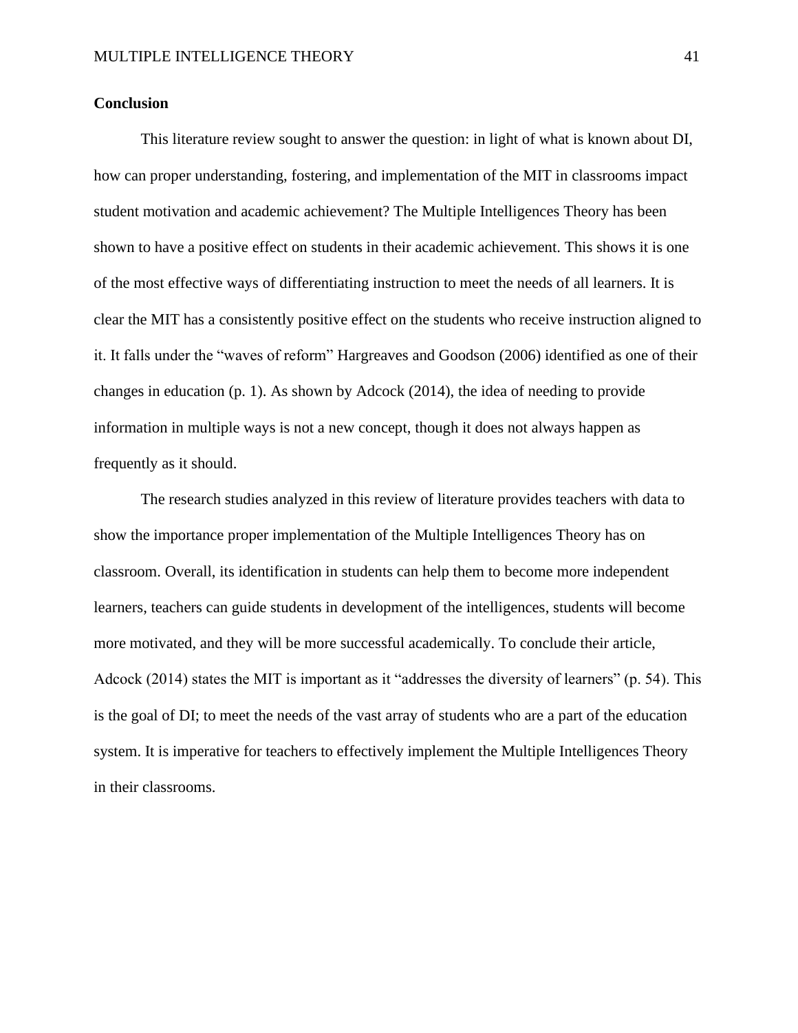## Conclusion

This literature review sought to answer the question: in light of what is known about DI, how can proper understanding, fostering, and implementation of the MIT in classrooms impact student motivation and academic achievement? The Multiple Intelligences Theory has been shown to have a positive effect on students in their academic achievement. This shows it is one of the most effective ways of differentiating instruction to meet the needs of all learners. It is clear the MIT has a consistently positive effect on the students who receive instruction aligned to it. It falls under the "waves of reform" Hargreaves and Goodson (2006) identified as one of their changes in education (p. 1). As shown by Adcock (2014), the idea of needing to provide information in multiple ways is not a new concept, though it does not always happen as frequently as it should.

The research studies analyzed in this review of literature provides teachers with data to show the importance proper implementation of the Multiple Intelligences Theory has on classroom. Overall, its identification in students can help them to become more independent learners, teachers can guide students in development of the intelligences, students will become more motivated, and they will be more successful academically. To conclude their article, Adcock (2014) states the MIT is important as it "addresses the diversity of learners" (p. 54). This is the goal of DI; to meet the needs of the vast array of students who are a part of the education system. It is imperative for teachers to effectively implement the Multiple Intelligences Theory in their classrooms.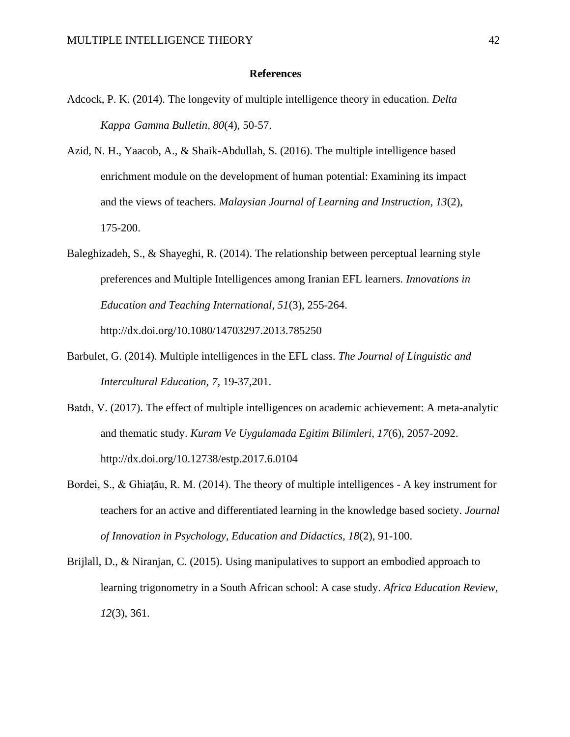**References**

Adcock, P. K. (2014). The longevity of multiple intelligence theory in education. *Delta Kappa Gamma Bulletin, 80*(4), 50-57.

Azid, N. H., Yaacob, A., & Shaik-Abdullah, S. (2016). The multiple intelligence based enrichment module on the development of human potential: Examining its impact and the views of teachers. *Malaysian Journal of Learning and Instruction, 13*(2), 175-200.

Baleghizadeh, S., & Shayeghi, R. (2014). The relationship between perceptual learning style preferences and Multiple Intelligences among Iranian EFL learners. *Innovations in Education and Teaching International, 51*(3), 255-264. http://dx.doi.org/10.1080/14703297.2013.785250

Barbulet, G. (2014). Multiple intelligences in the EFL class. *The Journal of Linguistic and Intercultural Education, 7*, 19-37,201.

Batdı, V. (2017). The effect of multiple intelligences on academic achievement: A meta-analytic and thematic study. *Kuram Ve Uygulamada Egitim Bilimleri, 17*(6), 2057-2092. http://dx.doi.org/10.12738/estp.2017.6.0104

Bordei, S., & Ghiaţău, R. M. (2014). The theory of multiple intelligences - A key instrument for teachers for an active and differentiated learning in the knowledge based society. *Journal of Innovation in Psychology, Education and Didactics, 18*(2), 91-100.

Brijlall, D., & Niranjan, C. (2015). Using manipulatives to support an embodied approach to learning trigonometry in a South African school: A case study. *Africa Education Review, 12*(3), 361.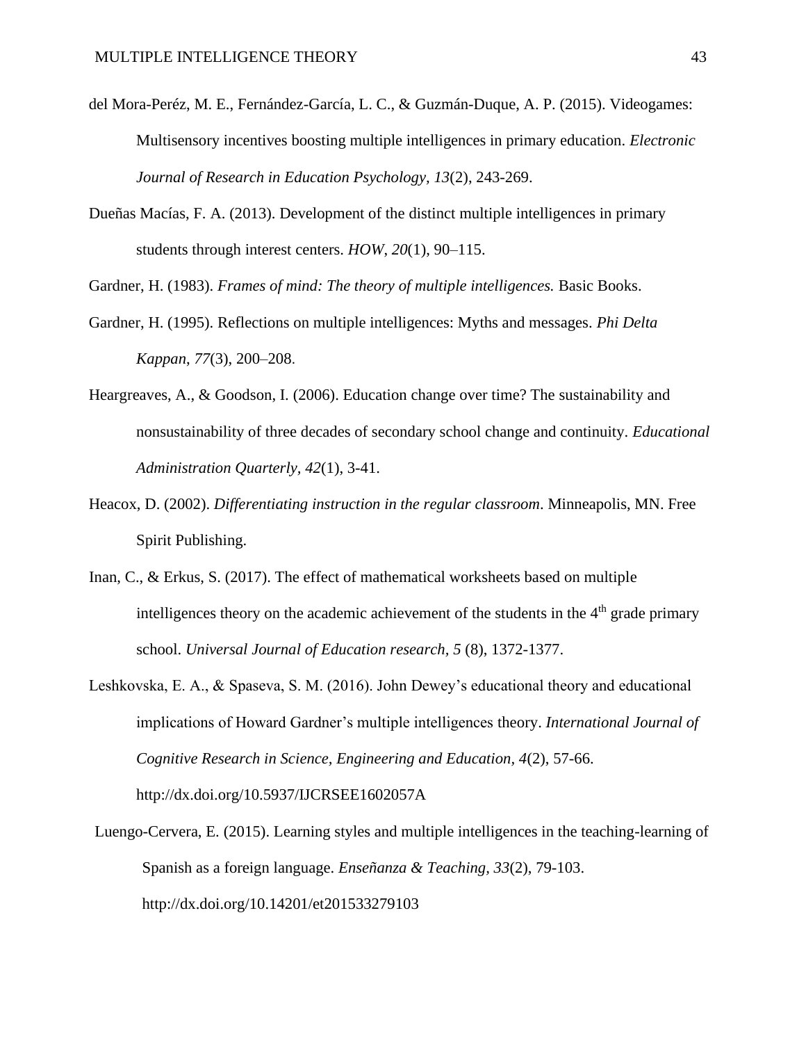del Mora-Peréz, M. E., Fernández-García, L. C., & Guzmán-Duque, A. P. (2015). Videogames: Multisensory incentives boosting multiple intelligences in primary education. *Electronic Journal of Research in Education Psychology, 13*(2), 243-269.

Dueñas Macías, F. A. (2013). Development of the distinct multiple intelligences in primary students through interest centers. *HOW*, *20*(1), 90–115.

Gardner, H. (1983). *Frames of mind: The theory of multiple intelligences.* Basic Books.

Gardner, H. (1995). Reflections on multiple intelligences: Myths and messages. *Phi Delta Kappan*, *77*(3), 200–208.

Heargreaves, A., & Goodson, I. (2006). Education change over time? The sustainability and nonsustainability of three decades of secondary school change and continuity. *Educational Administration Quarterly, 42*(1), 3-41.

Heacox, D. (2002). *Differentiating instruction in the regular classroom*. Minneapolis, MN. Free Spirit Publishing.

Inan, C., & Erkus, S. (2017). The effect of mathematical worksheets based on multiple intelligences theory on the academic achievement of the students in the 4th grade primary school. *Universal Journal of Education research, 5* (8), 1372-1377.

Leshkovska, E. A., & Spaseva, S. M. (2016). John Dewey's educational theory and educational implications of Howard Gardner's multiple intelligences theory. *International Journal of Cognitive Research in Science, Engineering and Education, 4*(2), 57-66. http://dx.doi.org/10.5937/IJCRSEE1602057A

Luengo-Cervera, E. (2015). Learning styles and multiple intelligences in the teaching-learning of Spanish as a foreign language. *Enseñanza & Teaching, 33*(2), 79-103. http://dx.doi.org/10.14201/et201533279103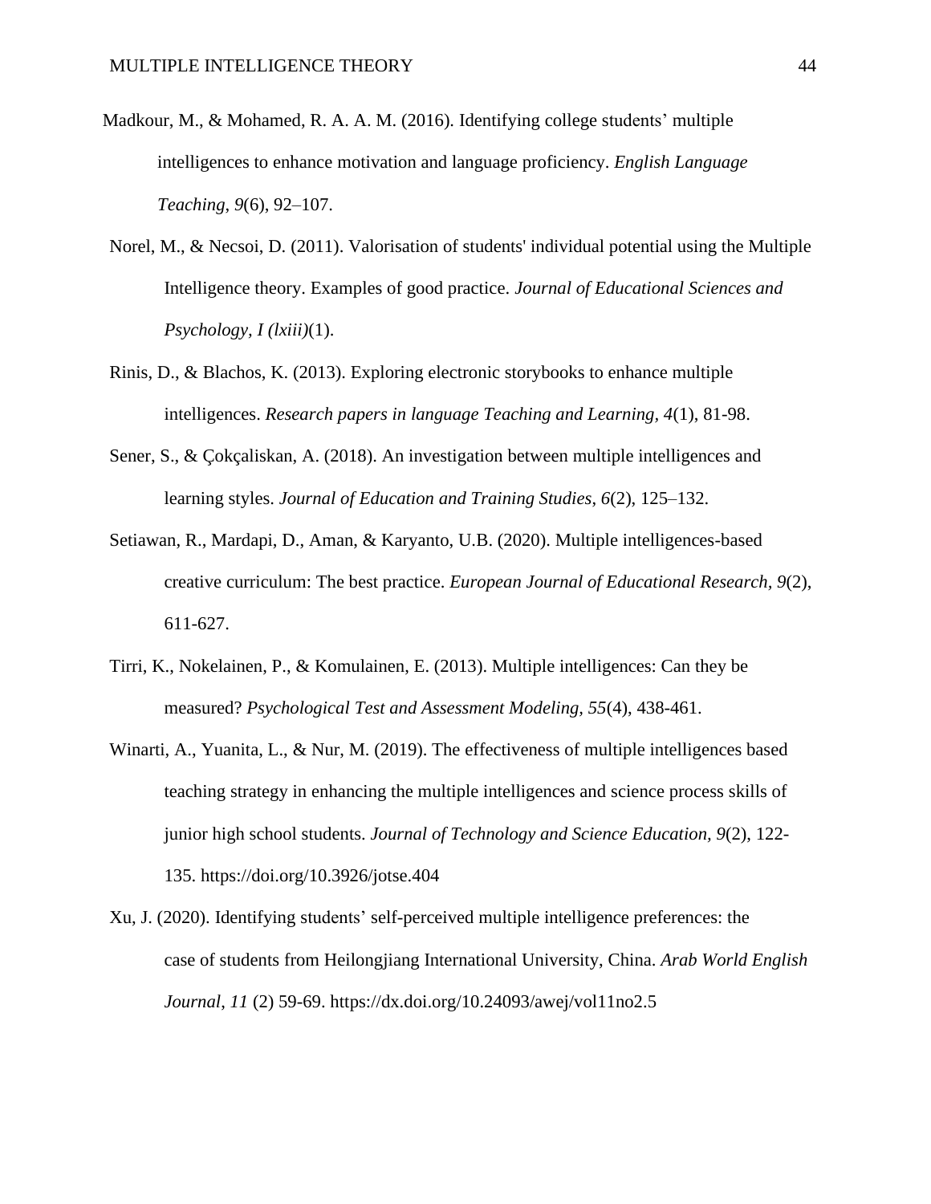Madkour, M., & Mohamed, R. A. A. M. (2016). Identifying college students' multiple intelligences to enhance motivation and language proficiency. *English Language Teaching*, *9*(6), 92–107.

Norel, M., & Necsoi, D. (2011). Valorisation of students' individual potential using the Multiple Intelligence theory. Examples of good practice. *Journal of Educational Sciences and Psychology, I (lxiii)*(1).

Rinis, D., & Blachos, K. (2013). Exploring electronic storybooks to enhance multiple intelligences. *Research papers in language Teaching and Learning, 4*(1), 81-98.

Sener, S., & Çokçaliskan, A. (2018). An investigation between multiple intelligences and learning styles. *Journal of Education and Training Studies*, *6*(2), 125–132.

Setiawan, R., Mardapi, D., Aman, & Karyanto, U.B. (2020). Multiple intelligences-based creative curriculum: The best practice. *European Journal of Educational Research, 9*(2), 611-627.

Tirri, K., Nokelainen, P., & Komulainen, E. (2013). Multiple intelligences: Can they be measured? *Psychological Test and Assessment Modeling, 55*(4), 438-461.

Winarti, A., Yuanita, L., & Nur, M. (2019). The effectiveness of multiple intelligences based teaching strategy in enhancing the multiple intelligences and science process skills of junior high school students. *Journal of Technology and Science Education, 9*(2), 122-135. https://doi.org/10.3926/jotse.404

Xu, J. (2020). Identifying students' self-perceived multiple intelligence preferences: the case of students from Heilongjiang International University, China. *Arab World English Journal, 11* (2) 59-69. https://dx.doi.org/10.24093/awej/vol11no2.5